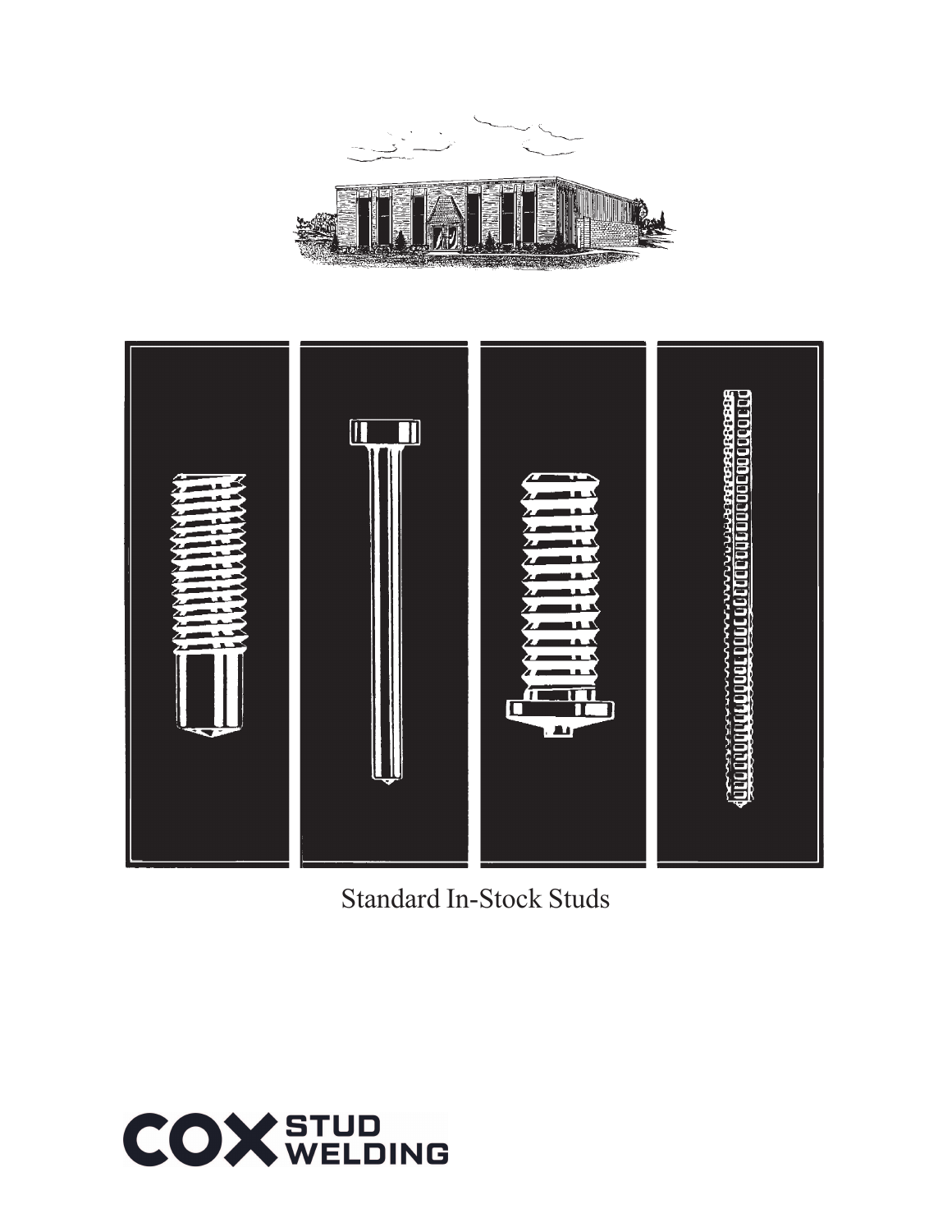Standard In-Stock Studs

COX STUD WELDING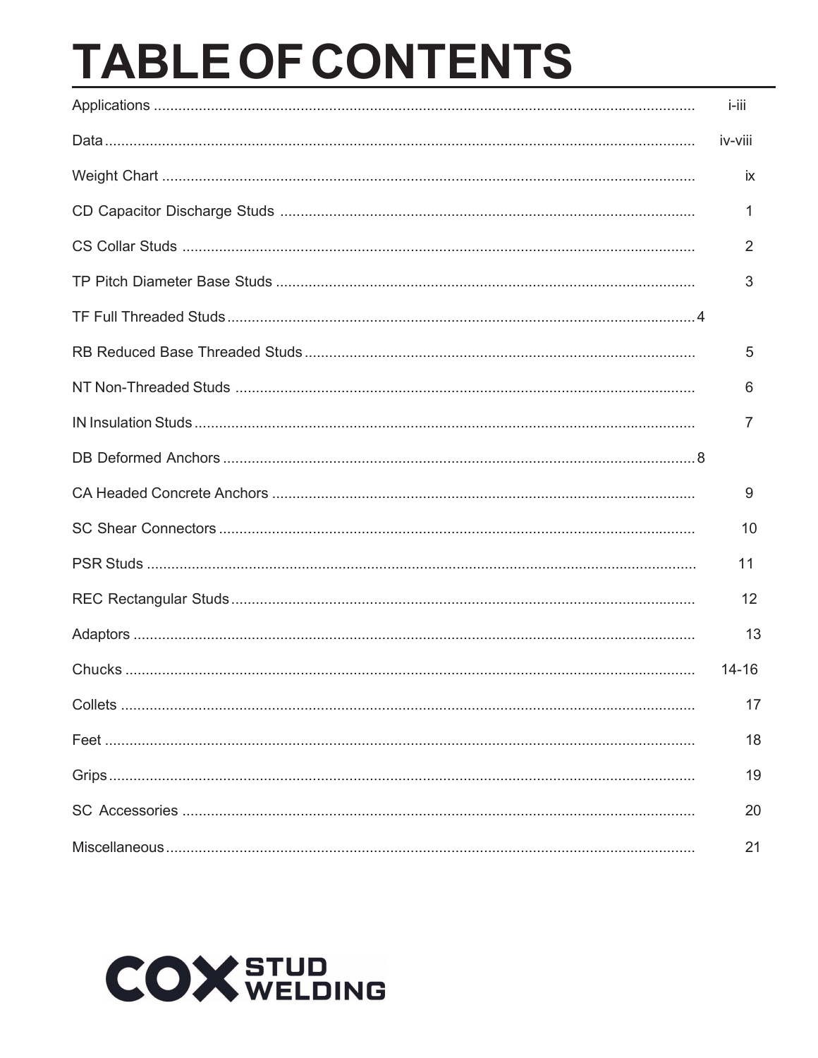# TABLE OF CONTENTS

| | |
|---|---|
| Applications | i-iii |
| Data | iv-viii |
| Weight Chart | ix |
| CD Capacitor Discharge Studs | 1 |
| CS Collar Studs | 2 |
| TP Pitch Diameter Base Studs | 3 |
| TF Full Threaded Studs | 4 |
| RB Reduced Base Threaded Studs | 5 |
| NT Non-Threaded Studs | 6 |
| IN Insulation Studs | 7 |
| DB Deformed Anchors | 8 |
| CA Headed Concrete Anchors | 9 |
| SC Shear Connectors | 10 |
| PSR Studs | 11 |
| REC Rectangular Studs | 12 |
| Adaptors | 13 |
| Chucks | 14-16 |
| Collets | 17 |
| Feet | 18 |
| Grips | 19 |
| SC Accessories | 20 |
| Miscellaneous | 21 |

COX STUD WELDING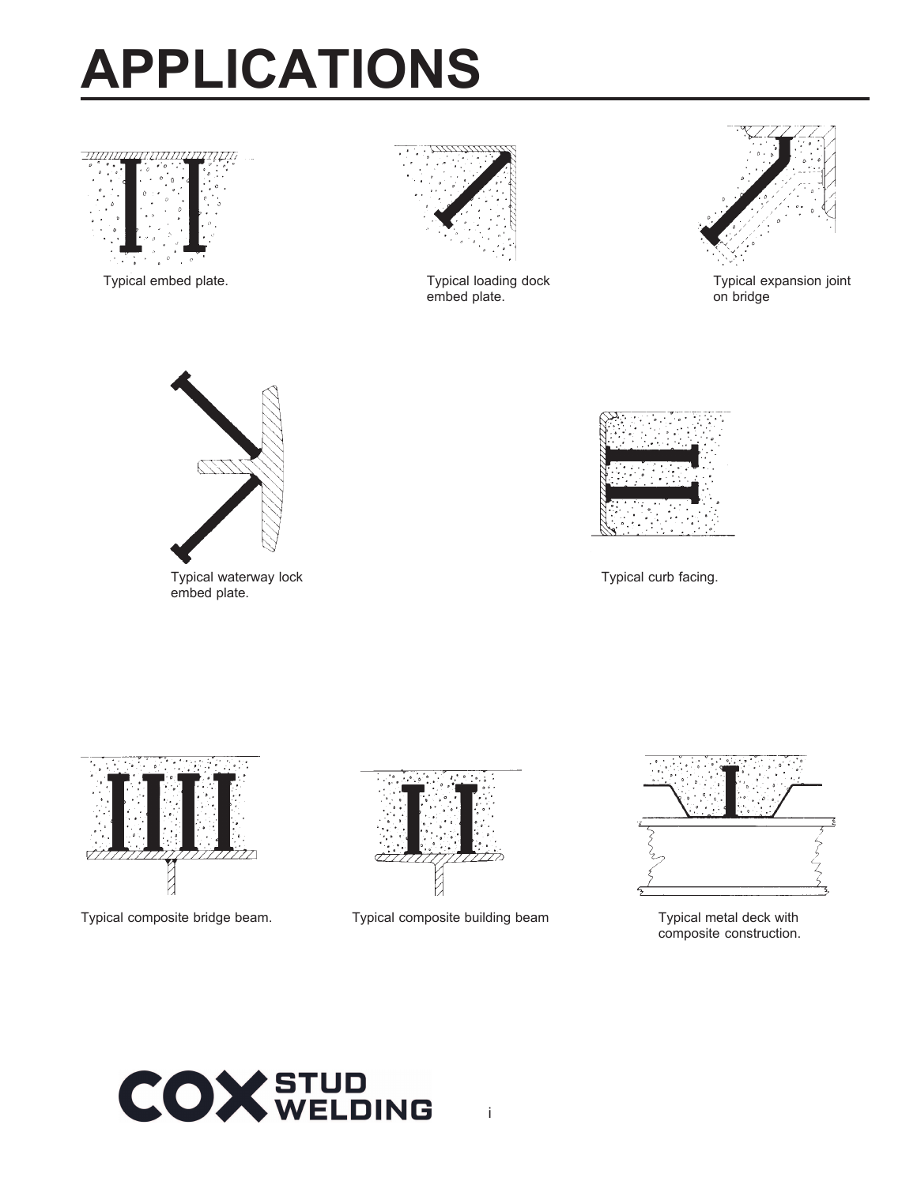# APPLICATIONS

Typical embed plate.

Typical loading dock embed plate.

Typical expansion joint on bridge

Typical waterway lock embed plate.

Typical curb facing.

Typical composite bridge beam.

Typical composite building beam

Typical metal deck with composite construction.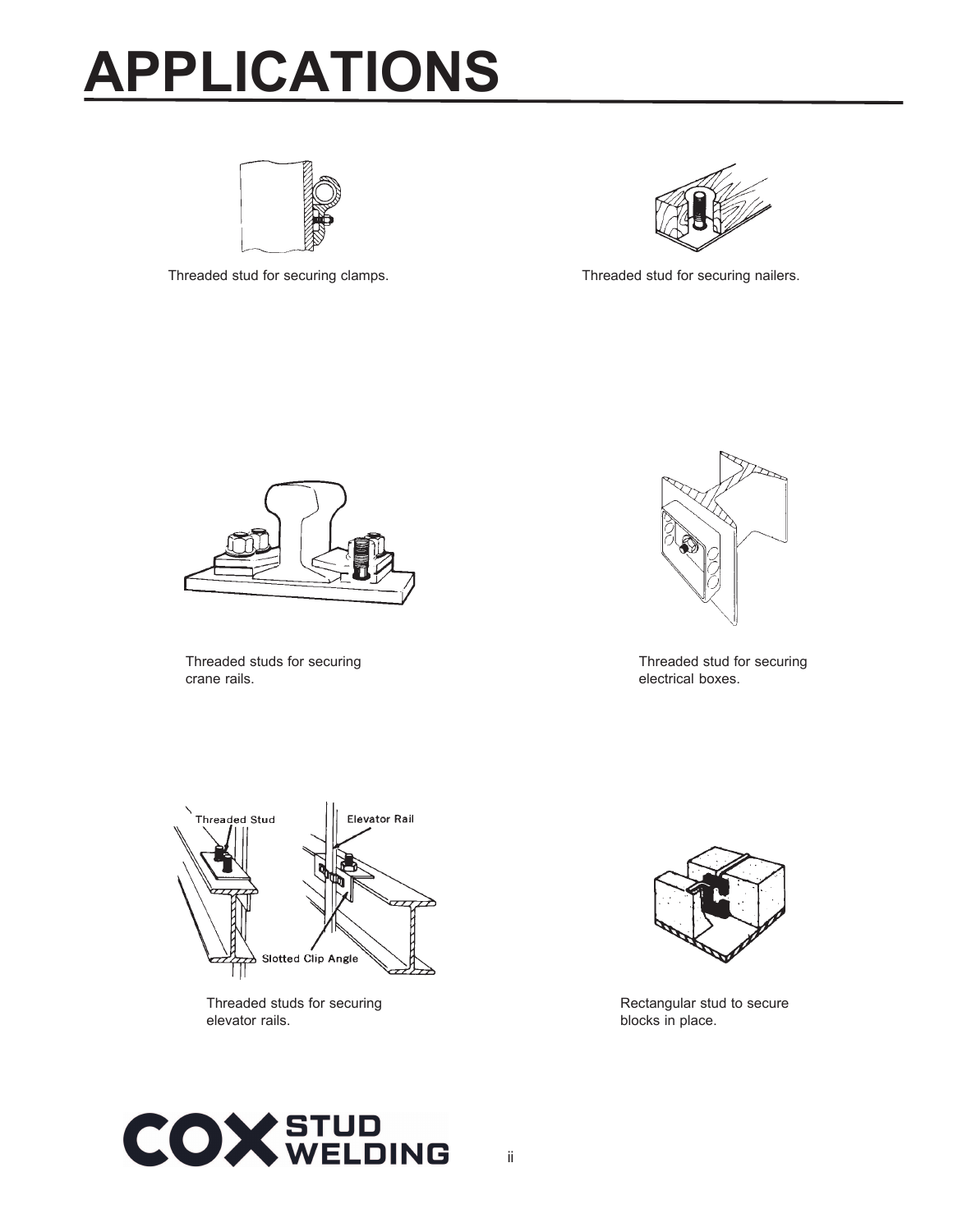# APPLICATIONS

Threaded stud for securing clamps.

Threaded stud for securing nailers.

Threaded studs for securing crane rails.

Threaded stud for securing electrical boxes.

Threaded studs for securing elevator rails.

Rectangular stud to secure blocks in place.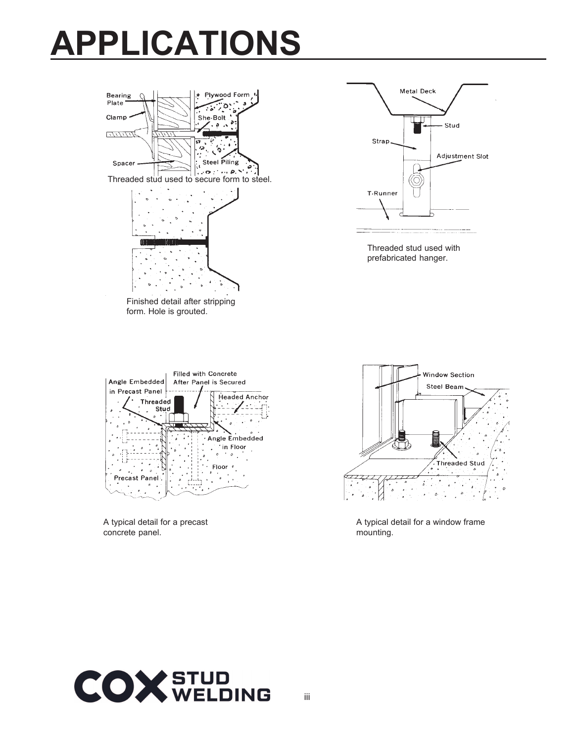# APPLICATIONS

Threaded stud used to secure form to steel.

Finished detail after stripping form. Hole is grouted.

Threaded stud used with prefabricated hanger.

A typical detail for a precast concrete panel.

A typical detail for a window frame mounting.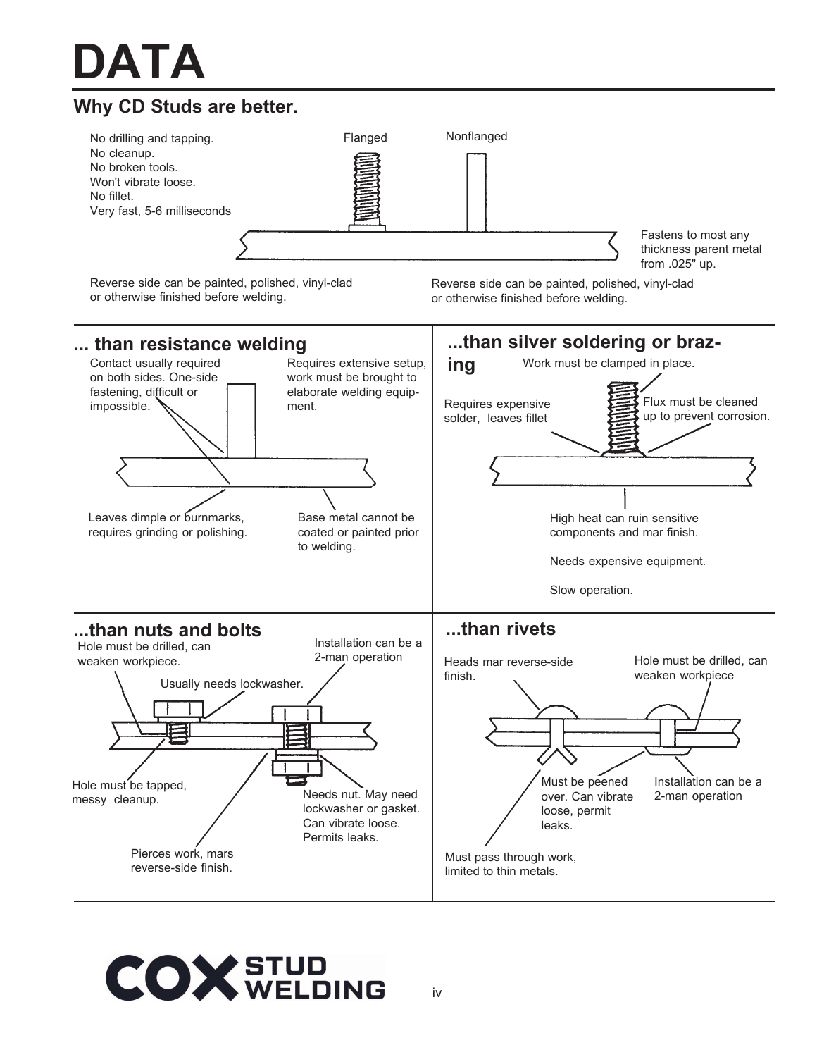# DATA

## Why CD Studs are better.

No drilling and tapping.
No cleanup.
No broken tools.
Won't vibrate loose.
No fillet.
Very fast, 5-6 milliseconds

Flanged

Nonflanged

Fastens to most any thickness parent metal from .025" up.

Reverse side can be painted, polished, vinyl-clad or otherwise finished before welding.

Reverse side can be painted, polished, vinyl-clad or otherwise finished before welding.

## ... than resistance welding

Contact usually required on both sides. One-side fastening, difficult or impossible.

Requires extensive setup, work must be brought to elaborate welding equipment.

Leaves dimple or burnmarks, requires grinding or polishing.

Base metal cannot be coated or painted prior to welding.

## ...than silver soldering or brazing

Work must be clamped in place.

Requires expensive solder, leaves fillet

Flux must be cleaned up to prevent corrosion.

High heat can ruin sensitive components and mar finish.

Needs expensive equipment.

Slow operation.

## ...than nuts and bolts

Hole must be drilled, can weaken workpiece.

Installation can be a 2-man operation

Usually needs lockwasher.

Hole must be tapped, messy cleanup.

Needs nut. May need lockwasher or gasket. Can vibrate loose. Permits leaks.

Pierces work, mars reverse-side finish.

## ...than rivets

Heads mar reverse-side finish.

Hole must be drilled, can weaken workpiece

Must be peened over. Can vibrate loose, permit leaks.

Installation can be a 2-man operation

Must pass through work, limited to thin metals.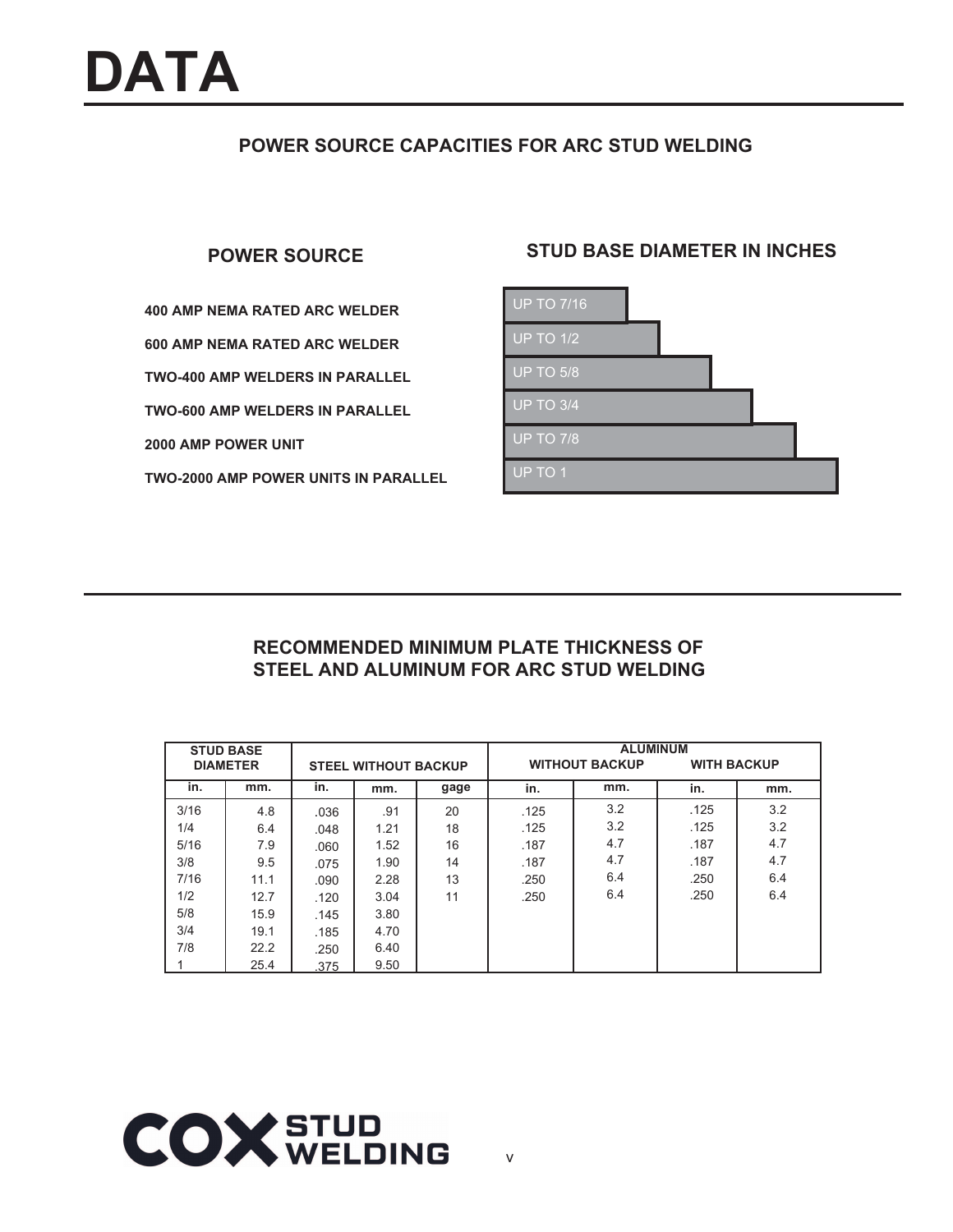# DATA

## POWER SOURCE CAPACITIES FOR ARC STUD WELDING

| POWER SOURCE | STUD BASE DIAMETER IN INCHES |
|---|---|
| 400 AMP NEMA RATED ARC WELDER | UP TO 7/16 |
| 600 AMP NEMA RATED ARC WELDER | UP TO 1/2 |
| TWO-400 AMP WELDERS IN PARALLEL | UP TO 5/8 |
| TWO-600 AMP WELDERS IN PARALLEL | UP TO 3/4 |
| 2000 AMP POWER UNIT | UP TO 7/8 |
| TWO-2000 AMP POWER UNITS IN PARALLEL | UP TO 1 |

## RECOMMENDED MINIMUM PLATE THICKNESS OF STEEL AND ALUMINUM FOR ARC STUD WELDING

| STUD BASE DIAMETER | | STEEL WITHOUT BACKUP | | | ALUMINUM WITHOUT BACKUP | | ALUMINUM WITH BACKUP | |
|---|---|---|---|---|---|---|---|---|
| in. | mm. | in. | mm. | gage | in. | mm. | in. | mm. |
| 3/16 | 4.8 | .036 | .91 | 20 | .125 | 3.2 | .125 | 3.2 |
| 1/4 | 6.4 | .048 | 1.21 | 18 | .125 | 3.2 | .125 | 3.2 |
| 5/16 | 7.9 | .060 | 1.52 | 16 | .187 | 4.7 | .187 | 4.7 |
| 3/8 | 9.5 | .075 | 1.90 | 14 | .187 | 4.7 | .187 | 4.7 |
| 7/16 | 11.1 | .090 | 2.28 | 13 | .250 | 6.4 | .250 | 6.4 |
| 1/2 | 12.7 | .120 | 3.04 | 11 | .250 | 6.4 | .250 | 6.4 |
| 5/8 | 15.9 | .145 | 3.80 | | | | | |
| 3/4 | 19.1 | .185 | 4.70 | | | | | |
| 7/8 | 22.2 | .250 | 6.40 | | | | | |
| 1 | 25.4 | .375 | 9.50 | | | | | |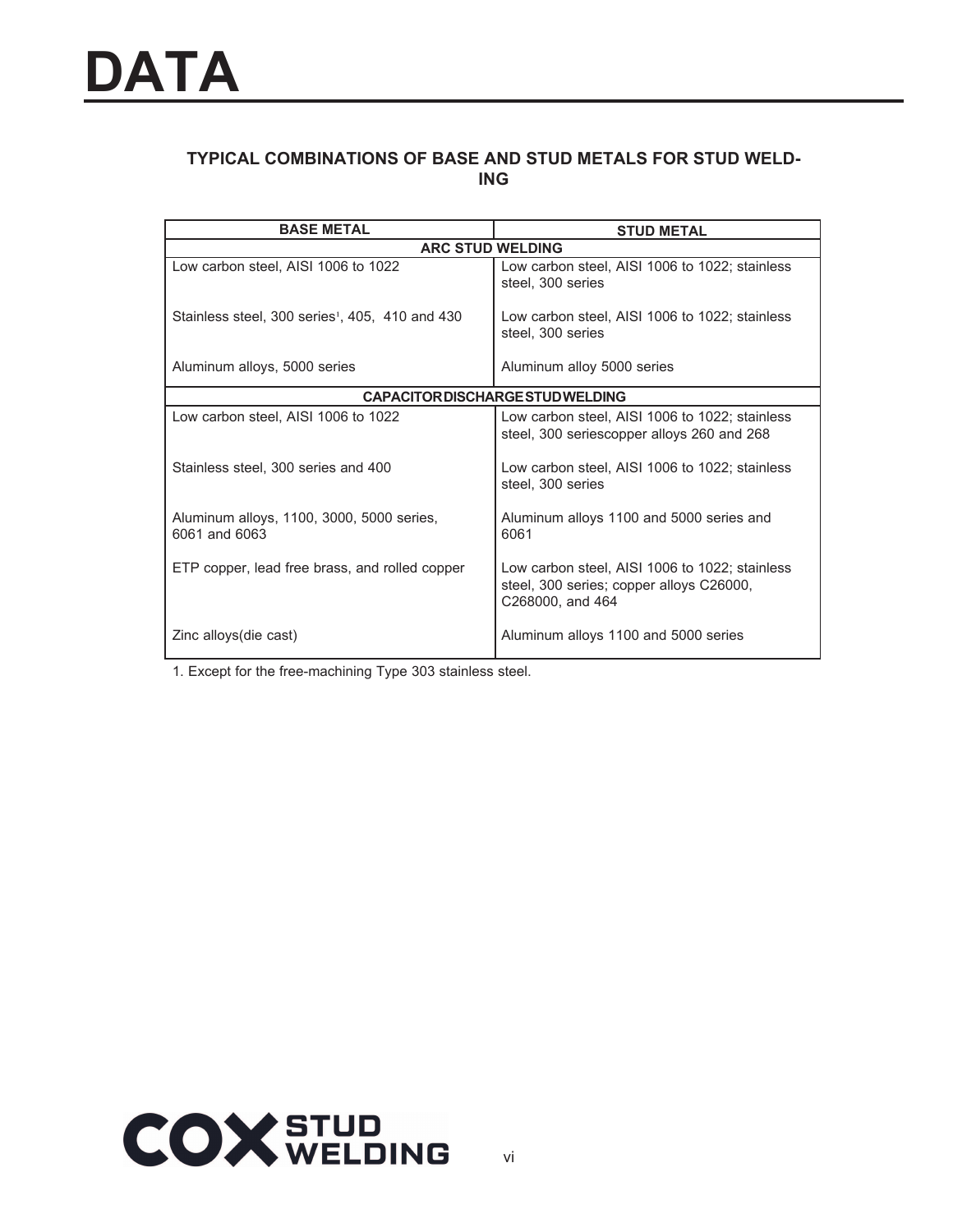# DATA

### TYPICAL COMBINATIONS OF BASE AND STUD METALS FOR STUD WELDING

| BASE METAL | STUD METAL |
|---|---|
| **ARC STUD WELDING** | |
| Low carbon steel, AISI 1006 to 1022 | Low carbon steel, AISI 1006 to 1022; stainless steel, 300 series |
| Stainless steel, 300 series[1], 405, 410 and 430 | Low carbon steel, AISI 1006 to 1022; stainless steel, 300 series |
| Aluminum alloys, 5000 series | Aluminum alloy 5000 series |
| **CAPACITOR DISCHARGE STUD WELDING** | |
| Low carbon steel, AISI 1006 to 1022 | Low carbon steel, AISI 1006 to 1022; stainless steel, 300 seriescopper alloys 260 and 268 |
| Stainless steel, 300 series and 400 | Low carbon steel, AISI 1006 to 1022; stainless steel, 300 series |
| Aluminum alloys, 1100, 3000, 5000 series, 6061 and 6063 | Aluminum alloys 1100 and 5000 series and 6061 |
| ETP copper, lead free brass, and rolled copper | Low carbon steel, AISI 1006 to 1022; stainless steel, 300 series; copper alloys C26000, C268000, and 464 |
| Zinc alloys(die cast) | Aluminum alloys 1100 and 5000 series |

1. Except for the free-machining Type 303 stainless steel.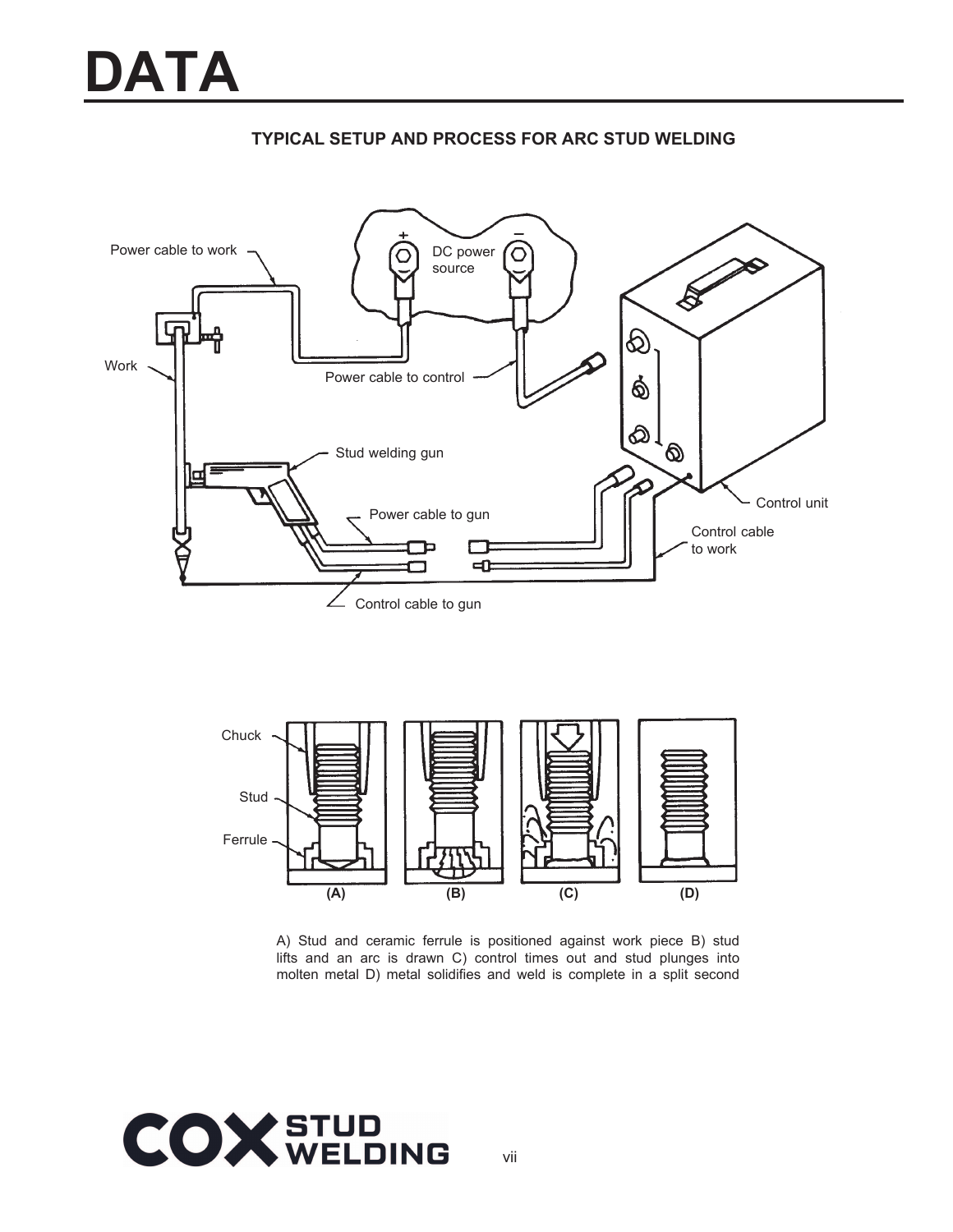# DATA

**TYPICAL SETUP AND PROCESS FOR ARC STUD WELDING**

A) Stud and ceramic ferrule is positioned against work piece B) stud lifts and an arc is drawn C) control times out and stud plunges into molten metal D) metal solidifies and weld is complete in a split second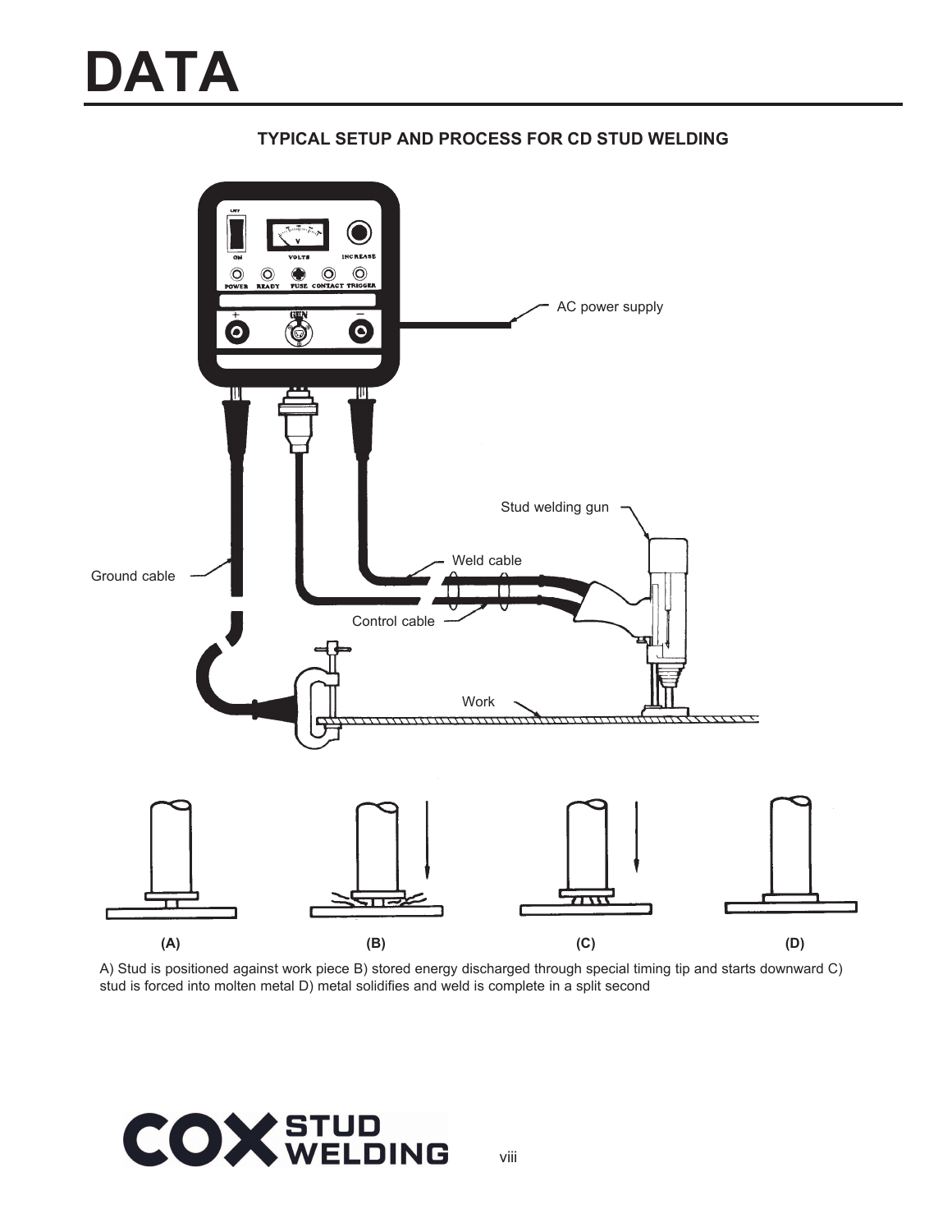# DATA

### TYPICAL SETUP AND PROCESS FOR CD STUD WELDING

AC power supply

Stud welding gun

Weld cable

Ground cable

Control cable

Work

(A) (B) (C) (D)

A) Stud is positioned against work piece B) stored energy discharged through special timing tip and starts downward C) stud is forced into molten metal D) metal solidifies and weld is complete in a split second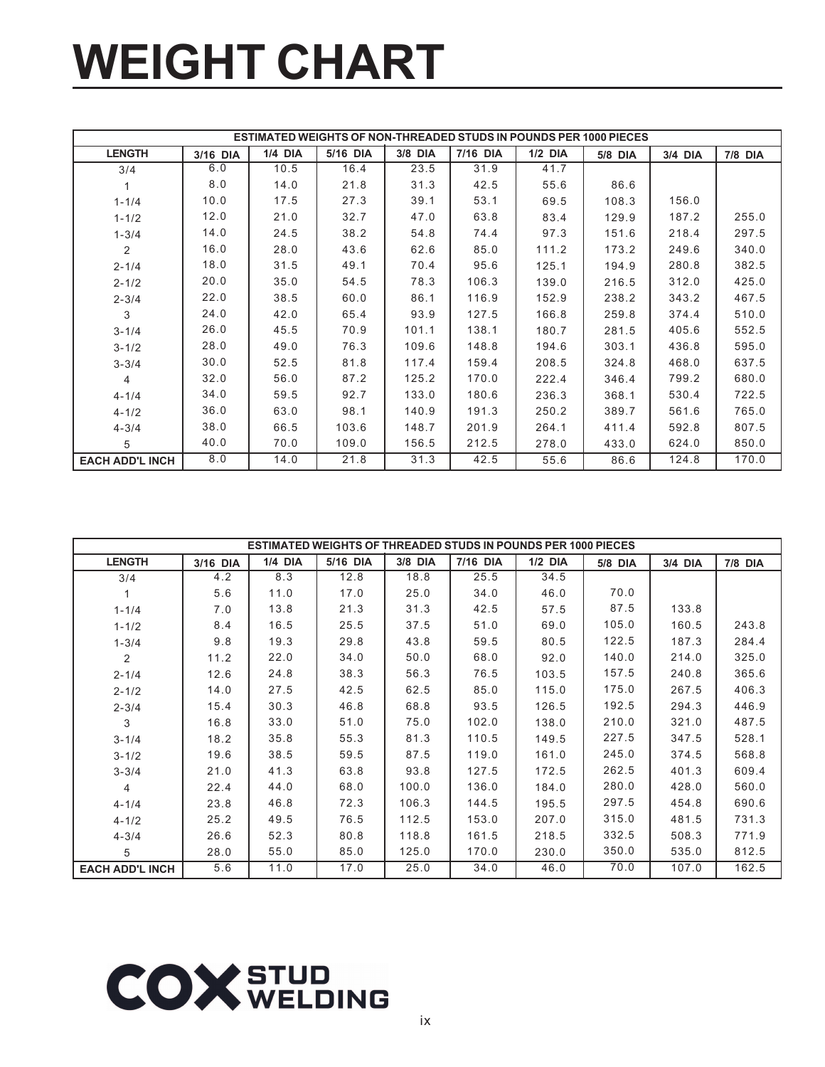# WEIGHT CHART

| ESTIMATED WEIGHTS OF NON-THREADED STUDS IN POUNDS PER 1000 PIECES | | | | | | | | | |
|---|---|---|---|---|---|---|---|---|---|
| LENGTH | 3/16 DIA | 1/4 DIA | 5/16 DIA | 3/8 DIA | 7/16 DIA | 1/2 DIA | 5/8 DIA | 3/4 DIA | 7/8 DIA |
| 3/4 | 6.0 | 10.5 | 16.4 | 23.5 | 31.9 | 41.7 | | | |
| 1 | 8.0 | 14.0 | 21.8 | 31.3 | 42.5 | 55.6 | 86.6 | | |
| 1-1/4 | 10.0 | 17.5 | 27.3 | 39.1 | 53.1 | 69.5 | 108.3 | 156.0 | |
| 1-1/2 | 12.0 | 21.0 | 32.7 | 47.0 | 63.8 | 83.4 | 129.9 | 187.2 | 255.0 |
| 1-3/4 | 14.0 | 24.5 | 38.2 | 54.8 | 74.4 | 97.3 | 151.6 | 218.4 | 297.5 |
| 2 | 16.0 | 28.0 | 43.6 | 62.6 | 85.0 | 111.2 | 173.2 | 249.6 | 340.0 |
| 2-1/4 | 18.0 | 31.5 | 49.1 | 70.4 | 95.6 | 125.1 | 194.9 | 280.8 | 382.5 |
| 2-1/2 | 20.0 | 35.0 | 54.5 | 78.3 | 106.3 | 139.0 | 216.5 | 312.0 | 425.0 |
| 2-3/4 | 22.0 | 38.5 | 60.0 | 86.1 | 116.9 | 152.9 | 238.2 | 343.2 | 467.5 |
| 3 | 24.0 | 42.0 | 65.4 | 93.9 | 127.5 | 166.8 | 259.8 | 374.4 | 510.0 |
| 3-1/4 | 26.0 | 45.5 | 70.9 | 101.1 | 138.1 | 180.7 | 281.5 | 405.6 | 552.5 |
| 3-1/2 | 28.0 | 49.0 | 76.3 | 109.6 | 148.8 | 194.6 | 303.1 | 436.8 | 595.0 |
| 3-3/4 | 30.0 | 52.5 | 81.8 | 117.4 | 159.4 | 208.5 | 324.8 | 468.0 | 637.5 |
| 4 | 32.0 | 56.0 | 87.2 | 125.2 | 170.0 | 222.4 | 346.4 | 799.2 | 680.0 |
| 4-1/4 | 34.0 | 59.5 | 92.7 | 133.0 | 180.6 | 236.3 | 368.1 | 530.4 | 722.5 |
| 4-1/2 | 36.0 | 63.0 | 98.1 | 140.9 | 191.3 | 250.2 | 389.7 | 561.6 | 765.0 |
| 4-3/4 | 38.0 | 66.5 | 103.6 | 148.7 | 201.9 | 264.1 | 411.4 | 592.8 | 807.5 |
| 5 | 40.0 | 70.0 | 109.0 | 156.5 | 212.5 | 278.0 | 433.0 | 624.0 | 850.0 |
| EACH ADD'L INCH | 8.0 | 14.0 | 21.8 | 31.3 | 42.5 | 55.6 | 86.6 | 124.8 | 170.0 |

| ESTIMATED WEIGHTS OF THREADED STUDS IN POUNDS PER 1000 PIECES | | | | | | | | | |
|---|---|---|---|---|---|---|---|---|---|
| LENGTH | 3/16 DIA | 1/4 DIA | 5/16 DIA | 3/8 DIA | 7/16 DIA | 1/2 DIA | 5/8 DIA | 3/4 DIA | 7/8 DIA |
| 3/4 | 4.2 | 8.3 | 12.8 | 18.8 | 25.5 | 34.5 | | | |
| 1 | 5.6 | 11.0 | 17.0 | 25.0 | 34.0 | 46.0 | 70.0 | | |
| 1-1/4 | 7.0 | 13.8 | 21.3 | 31.3 | 42.5 | 57.5 | 87.5 | 133.8 | |
| 1-1/2 | 8.4 | 16.5 | 25.5 | 37.5 | 51.0 | 69.0 | 105.0 | 160.5 | 243.8 |
| 1-3/4 | 9.8 | 19.3 | 29.8 | 43.8 | 59.5 | 80.5 | 122.5 | 187.3 | 284.4 |
| 2 | 11.2 | 22.0 | 34.0 | 50.0 | 68.0 | 92.0 | 140.0 | 214.0 | 325.0 |
| 2-1/4 | 12.6 | 24.8 | 38.3 | 56.3 | 76.5 | 103.5 | 157.5 | 240.8 | 365.6 |
| 2-1/2 | 14.0 | 27.5 | 42.5 | 62.5 | 85.0 | 115.0 | 175.0 | 267.5 | 406.3 |
| 2-3/4 | 15.4 | 30.3 | 46.8 | 68.8 | 93.5 | 126.5 | 192.5 | 294.3 | 446.9 |
| 3 | 16.8 | 33.0 | 51.0 | 75.0 | 102.0 | 138.0 | 210.0 | 321.0 | 487.5 |
| 3-1/4 | 18.2 | 35.8 | 55.3 | 81.3 | 110.5 | 149.5 | 227.5 | 347.5 | 528.1 |
| 3-1/2 | 19.6 | 38.5 | 59.5 | 87.5 | 119.0 | 161.0 | 245.0 | 374.5 | 568.8 |
| 3-3/4 | 21.0 | 41.3 | 63.8 | 93.8 | 127.5 | 172.5 | 262.5 | 401.3 | 609.4 |
| 4 | 22.4 | 44.0 | 68.0 | 100.0 | 136.0 | 184.0 | 280.0 | 428.0 | 560.0 |
| 4-1/4 | 23.8 | 46.8 | 72.3 | 106.3 | 144.5 | 195.5 | 297.5 | 454.8 | 690.6 |
| 4-1/2 | 25.2 | 49.5 | 76.5 | 112.5 | 153.0 | 207.0 | 315.0 | 481.5 | 731.3 |
| 4-3/4 | 26.6 | 52.3 | 80.8 | 118.8 | 161.5 | 218.5 | 332.5 | 508.3 | 771.9 |
| 5 | 28.0 | 55.0 | 85.0 | 125.0 | 170.0 | 230.0 | 350.0 | 535.0 | 812.5 |
| EACH ADD'L INCH | 5.6 | 11.0 | 17.0 | 25.0 | 34.0 | 46.0 | 70.0 | 107.0 | 162.5 |

COX STUD WELDING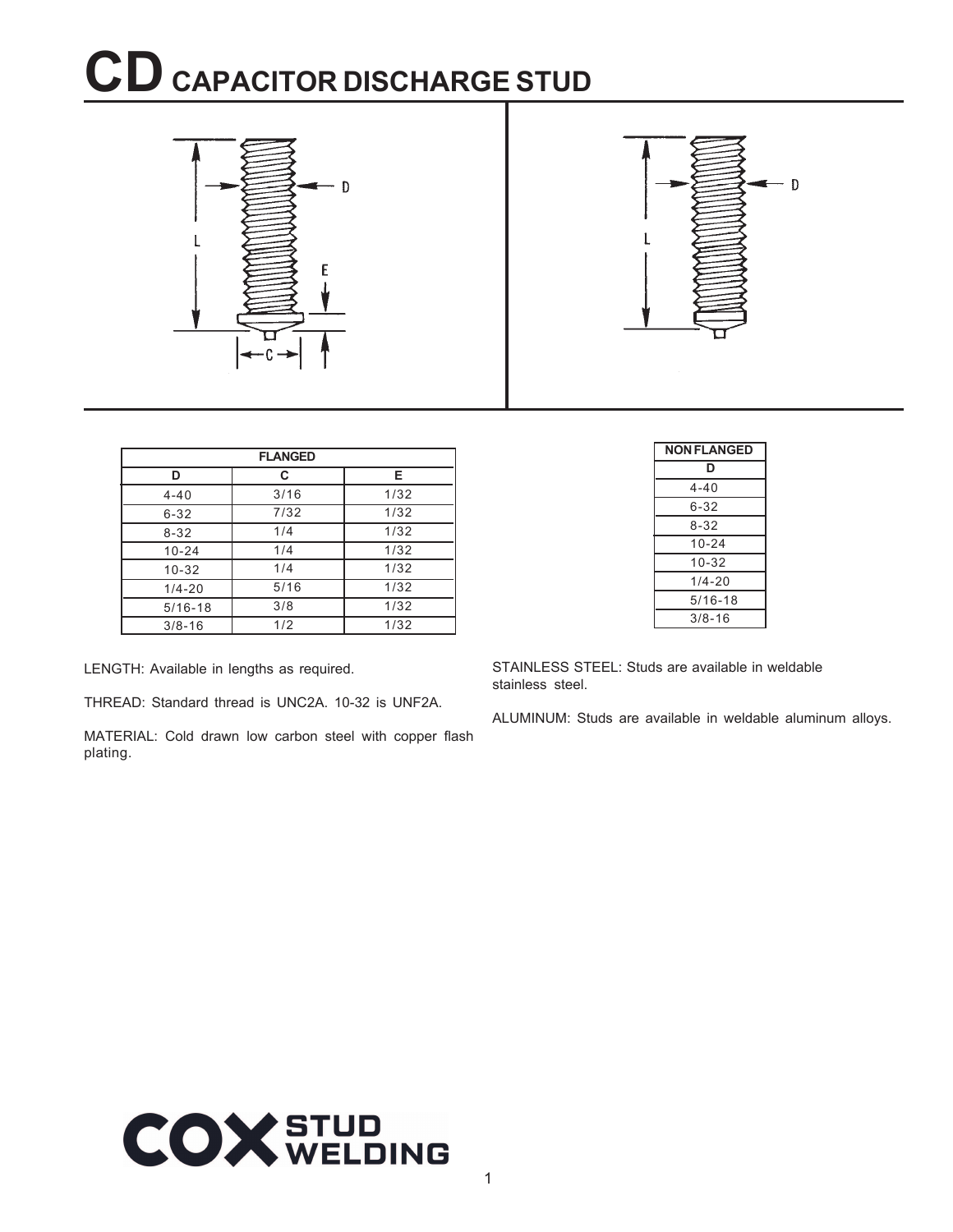# CD CAPACITOR DISCHARGE STUD

| FLANGED | | |
| --- | --- | --- |
| D | C | E |
| 4-40 | 3/16 | 1/32 |
| 6-32 | 7/32 | 1/32 |
| 8-32 | 1/4 | 1/32 |
| 10-24 | 1/4 | 1/32 |
| 10-32 | 1/4 | 1/32 |
| 1/4-20 | 5/16 | 1/32 |
| 5/16-18 | 3/8 | 1/32 |
| 3/8-16 | 1/2 | 1/32 |

| NON FLANGED |
| --- |
| D |
| 4-40 |
| 6-32 |
| 8-32 |
| 10-24 |
| 10-32 |
| 1/4-20 |
| 5/16-18 |
| 3/8-16 |

LENGTH: Available in lengths as required.

THREAD: Standard thread is UNC2A. 10-32 is UNF2A.

MATERIAL: Cold drawn low carbon steel with copper flash plating.

STAINLESS STEEL: Studs are available in weldable stainless steel.

ALUMINUM: Studs are available in weldable aluminum alloys.

COX STUD WELDING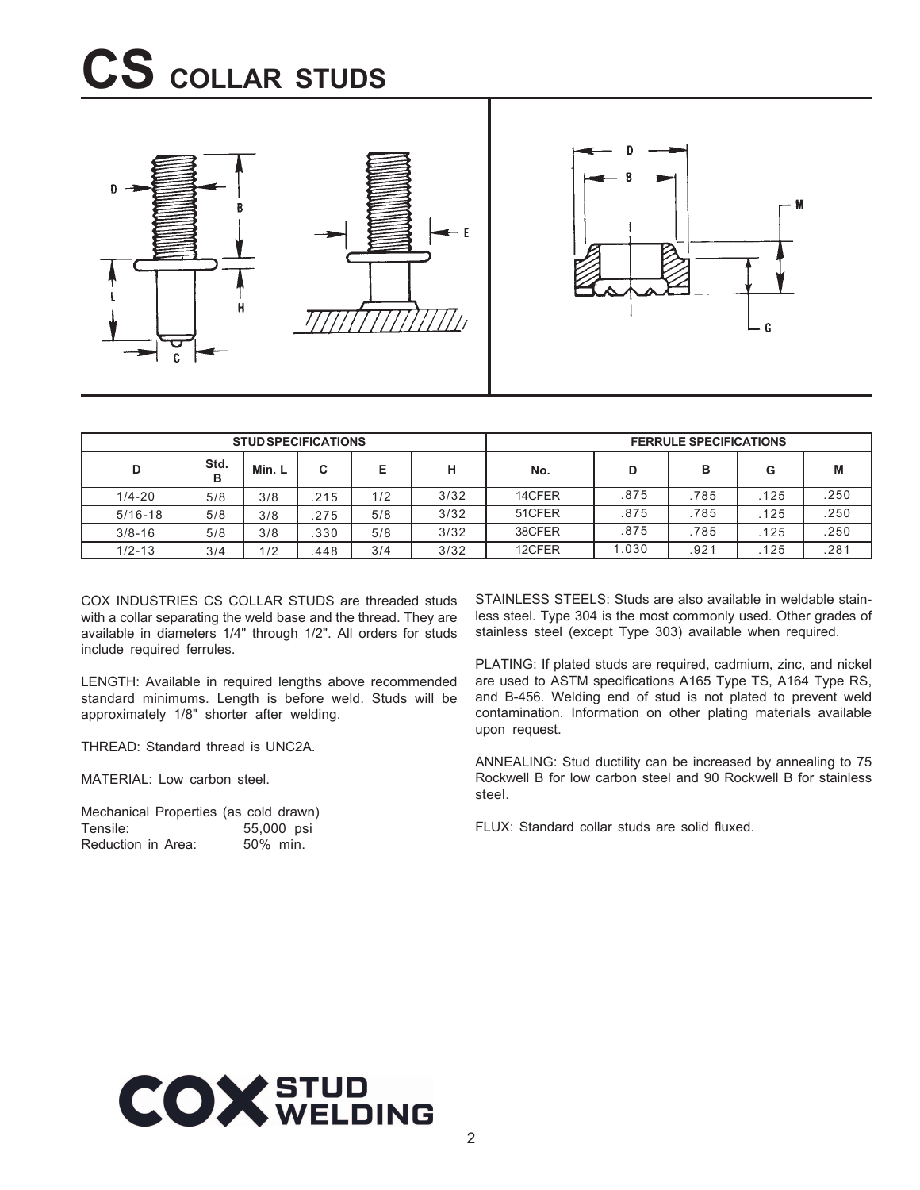# CS COLLAR STUDS

| STUD SPECIFICATIONS | | | | | | FERRULE SPECIFICATIONS | | | | |
|---|---|---|---|---|---|---|---|---|---|---|
| D | Std. B | Min. L | C | E | H | No. | D | B | G | M |
| 1/4-20 | 5/8 | 3/8 | .215 | 1/2 | 3/32 | 14CFER | .875 | .785 | .125 | .250 |
| 5/16-18 | 5/8 | 3/8 | .275 | 5/8 | 3/32 | 51CFER | .875 | .785 | .125 | .250 |
| 3/8-16 | 5/8 | 3/8 | .330 | 5/8 | 3/32 | 38CFER | .875 | .785 | .125 | .250 |
| 1/2-13 | 3/4 | 1/2 | .448 | 3/4 | 3/32 | 12CFER | 1.030 | .921 | .125 | .281 |

COX INDUSTRIES CS COLLAR STUDS are threaded studs with a collar separating the weld base and the thread. They are available in diameters 1/4" through 1/2". All orders for studs include required ferrules.

LENGTH: Available in required lengths above recommended standard minimums. Length is before weld. Studs will be approximately 1/8" shorter after welding.

THREAD: Standard thread is UNC2A.

MATERIAL: Low carbon steel.

Mechanical Properties (as cold drawn)
Tensile: 55,000 psi
Reduction in Area: 50% min.

STAINLESS STEELS: Studs are also available in weldable stainless steel. Type 304 is the most commonly used. Other grades of stainless steel (except Type 303) available when required.

PLATING: If plated studs are required, cadmium, zinc, and nickel are used to ASTM specifications A165 Type TS, A164 Type RS, and B-456. Welding end of stud is not plated to prevent weld contamination. Information on other plating materials available upon request.

ANNEALING: Stud ductility can be increased by annealing to 75 Rockwell B for low carbon steel and 90 Rockwell B for stainless steel.

FLUX: Standard collar studs are solid fluxed.

COX STUD WELDING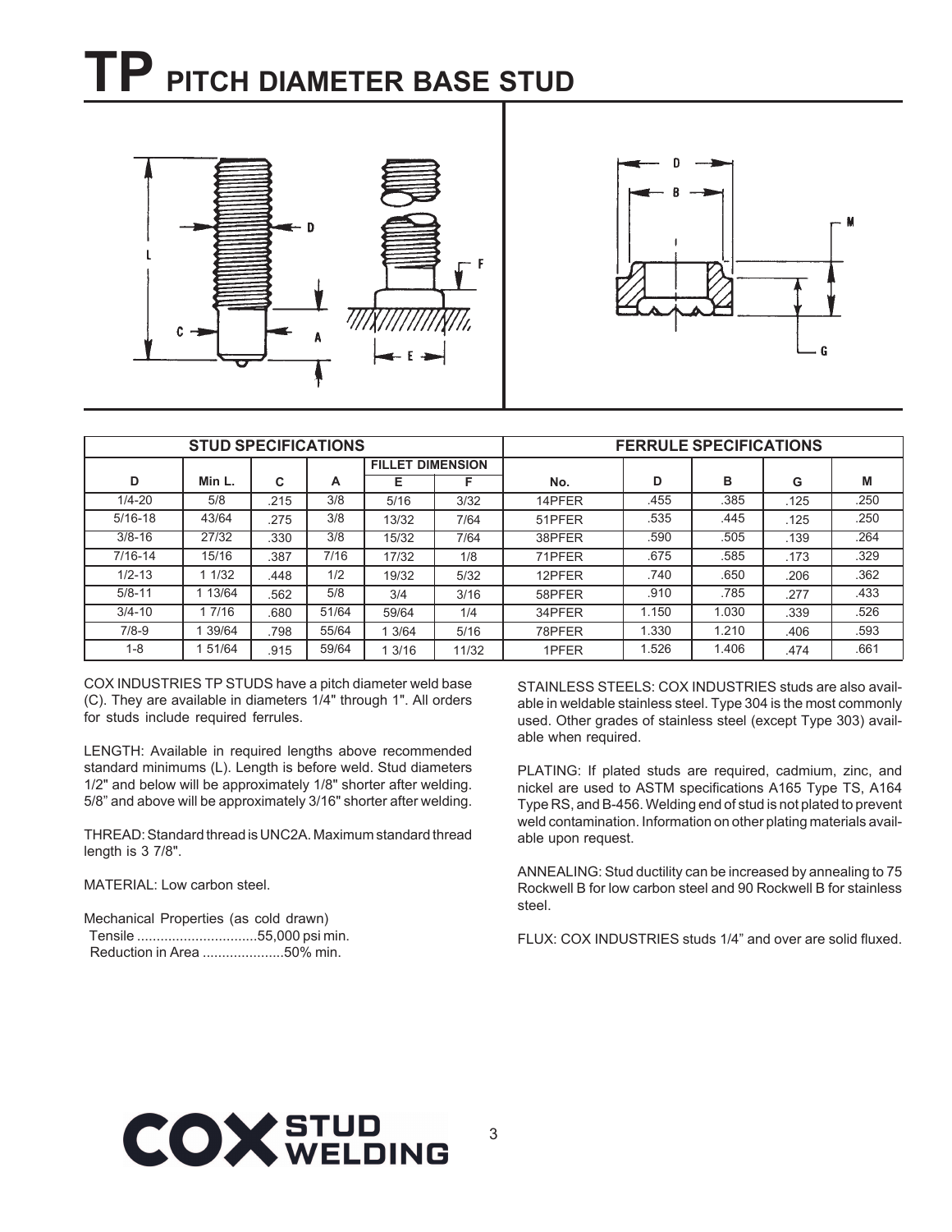# TP PITCH DIAMETER BASE STUD

| STUD SPECIFICATIONS | | | | | | FERRULE SPECIFICATIONS | | | | |
|---|---|---|---|---|---|---|---|---|---|---|
| | | | | FILLET DIMENSION | | | | | | |
| D | Min L. | C | A | E | F | No. | D | B | G | M |
| 1/4-20 | 5/8 | .215 | 3/8 | 5/16 | 3/32 | 14PFER | .455 | .385 | .125 | .250 |
| 5/16-18 | 43/64 | .275 | 3/8 | 13/32 | 7/64 | 51PFER | .535 | .445 | .125 | .250 |
| 3/8-16 | 27/32 | .330 | 3/8 | 15/32 | 7/64 | 38PFER | .590 | .505 | .139 | .264 |
| 7/16-14 | 15/16 | .387 | 7/16 | 17/32 | 1/8 | 71PFER | .675 | .585 | .173 | .329 |
| 1/2-13 | 1 1/32 | .448 | 1/2 | 19/32 | 5/32 | 12PFER | .740 | .650 | .206 | .362 |
| 5/8-11 | 1 13/64 | .562 | 5/8 | 3/4 | 3/16 | 58PFER | .910 | .785 | .277 | .433 |
| 3/4-10 | 1 7/16 | .680 | 51/64 | 59/64 | 1/4 | 34PFER | 1.150 | 1.030 | .339 | .526 |
| 7/8-9 | 1 39/64 | .798 | 55/64 | 1 3/64 | 5/16 | 78PFER | 1.330 | 1.210 | .406 | .593 |
| 1-8 | 1 51/64 | .915 | 59/64 | 1 3/16 | 11/32 | 1PFER | 1.526 | 1.406 | .474 | .661 |

COX INDUSTRIES TP STUDS have a pitch diameter weld base (C). They are available in diameters 1/4" through 1". All orders for studs include required ferrules.

LENGTH: Available in required lengths above recommended standard minimums (L). Length is before weld. Stud diameters 1/2" and below will be approximately 1/8" shorter after welding. 5/8" and above will be approximately 3/16" shorter after welding.

THREAD: Standard thread is UNC2A. Maximum standard thread length is 3 7/8".

MATERIAL: Low carbon steel.

Mechanical Properties (as cold drawn)
Tensile ..............................55,000 psi min.
Reduction in Area .....................50% min.

STAINLESS STEELS: COX INDUSTRIES studs are also available in weldable stainless steel. Type 304 is the most commonly used. Other grades of stainless steel (except Type 303) available when required.

PLATING: If plated studs are required, cadmium, zinc, and nickel are used to ASTM specifications A165 Type TS, A164 Type RS, and B-456. Welding end of stud is not plated to prevent weld contamination. Information on other plating materials available upon request.

ANNEALING: Stud ductility can be increased by annealing to 75 Rockwell B for low carbon steel and 90 Rockwell B for stainless steel.

FLUX: COX INDUSTRIES studs 1/4" and over are solid fluxed.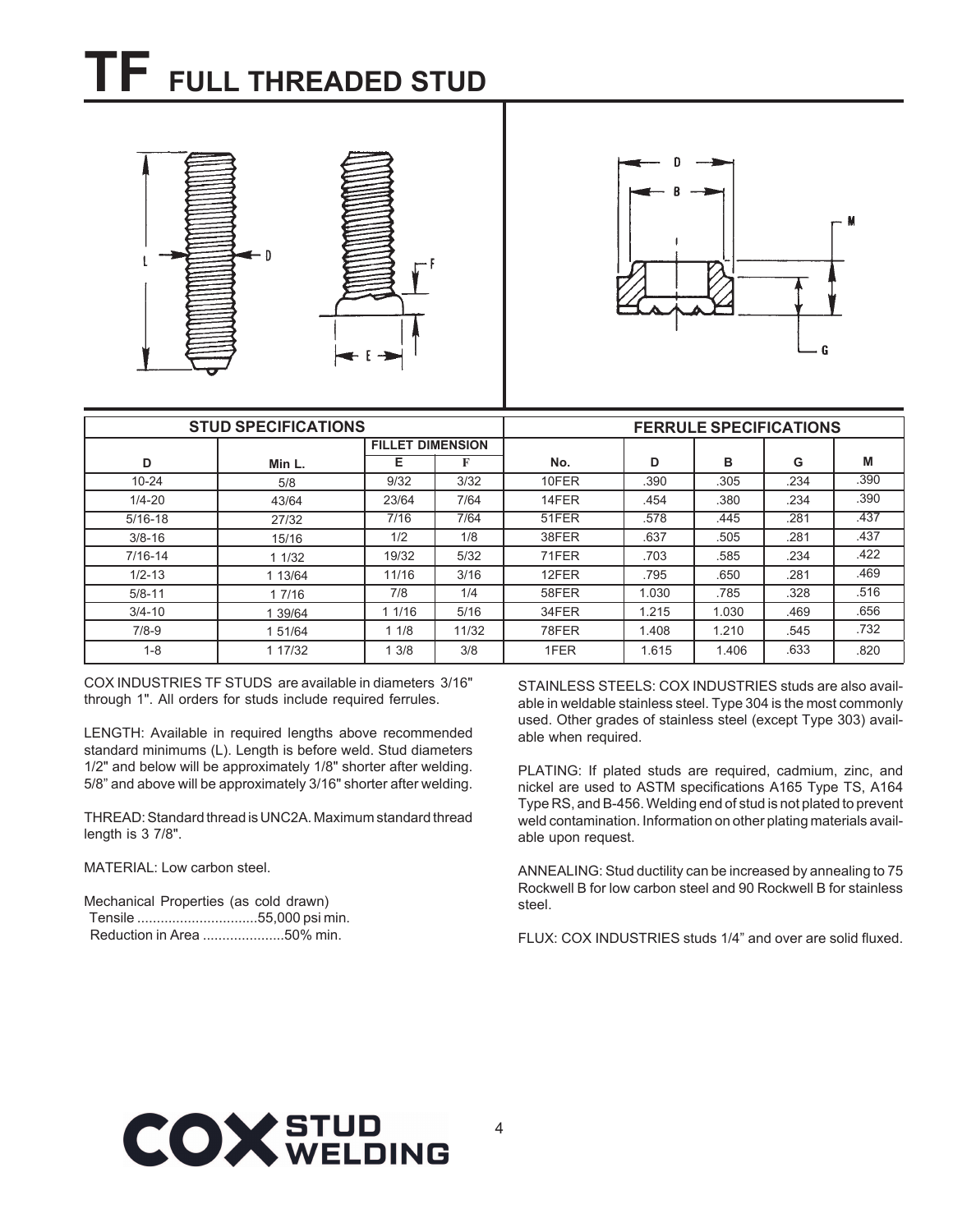# TF FULL THREADED STUD

| STUD SPECIFICATIONS | | | | FERRULE SPECIFICATIONS | | | | |
|---|---|---|---|---|---|---|---|---|
| | | FILLET DIMENSION | | | | | | |
| D | Min L. | E | F | No. | D | B | G | M |
| 10-24 | 5/8 | 9/32 | 3/32 | 10FER | .390 | .305 | .234 | .390 |
| 1/4-20 | 43/64 | 23/64 | 7/64 | 14FER | .454 | .380 | .234 | .390 |
| 5/16-18 | 27/32 | 7/16 | 7/64 | 51FER | .578 | .445 | .281 | .437 |
| 3/8-16 | 15/16 | 1/2 | 1/8 | 38FER | .637 | .505 | .281 | .437 |
| 7/16-14 | 1 1/32 | 19/32 | 5/32 | 71FER | .703 | .585 | .234 | .422 |
| 1/2-13 | 1 13/64 | 11/16 | 3/16 | 12FER | .795 | .650 | .281 | .469 |
| 5/8-11 | 1 7/16 | 7/8 | 1/4 | 58FER | 1.030 | .785 | .328 | .516 |
| 3/4-10 | 1 39/64 | 1 1/16 | 5/16 | 34FER | 1.215 | 1.030 | .469 | .656 |
| 7/8-9 | 1 51/64 | 1 1/8 | 11/32 | 78FER | 1.408 | 1.210 | .545 | .732 |
| 1-8 | 1 17/32 | 1 3/8 | 3/8 | 1FER | 1.615 | 1.406 | .633 | .820 |

COX INDUSTRIES TF STUDS are available in diameters 3/16" through 1". All orders for studs include required ferrules.

LENGTH: Available in required lengths above recommended standard minimums (L). Length is before weld. Stud diameters 1/2" and below will be approximately 1/8" shorter after welding. 5/8" and above will be approximately 3/16" shorter after welding.

THREAD: Standard thread is UNC2A. Maximum standard thread length is 3 7/8".

MATERIAL: Low carbon steel.

Mechanical Properties (as cold drawn)
Tensile ...............................55,000 psi min.
Reduction in Area .....................50% min.

STAINLESS STEELS: COX INDUSTRIES studs are also available in weldable stainless steel. Type 304 is the most commonly used. Other grades of stainless steel (except Type 303) available when required.

PLATING: If plated studs are required, cadmium, zinc, and nickel are used to ASTM specifications A165 Type TS, A164 Type RS, and B-456. Welding end of stud is not plated to prevent weld contamination. Information on other plating materials available upon request.

ANNEALING: Stud ductility can be increased by annealing to 75 Rockwell B for low carbon steel and 90 Rockwell B for stainless steel.

FLUX: COX INDUSTRIES studs 1/4" and over are solid fluxed.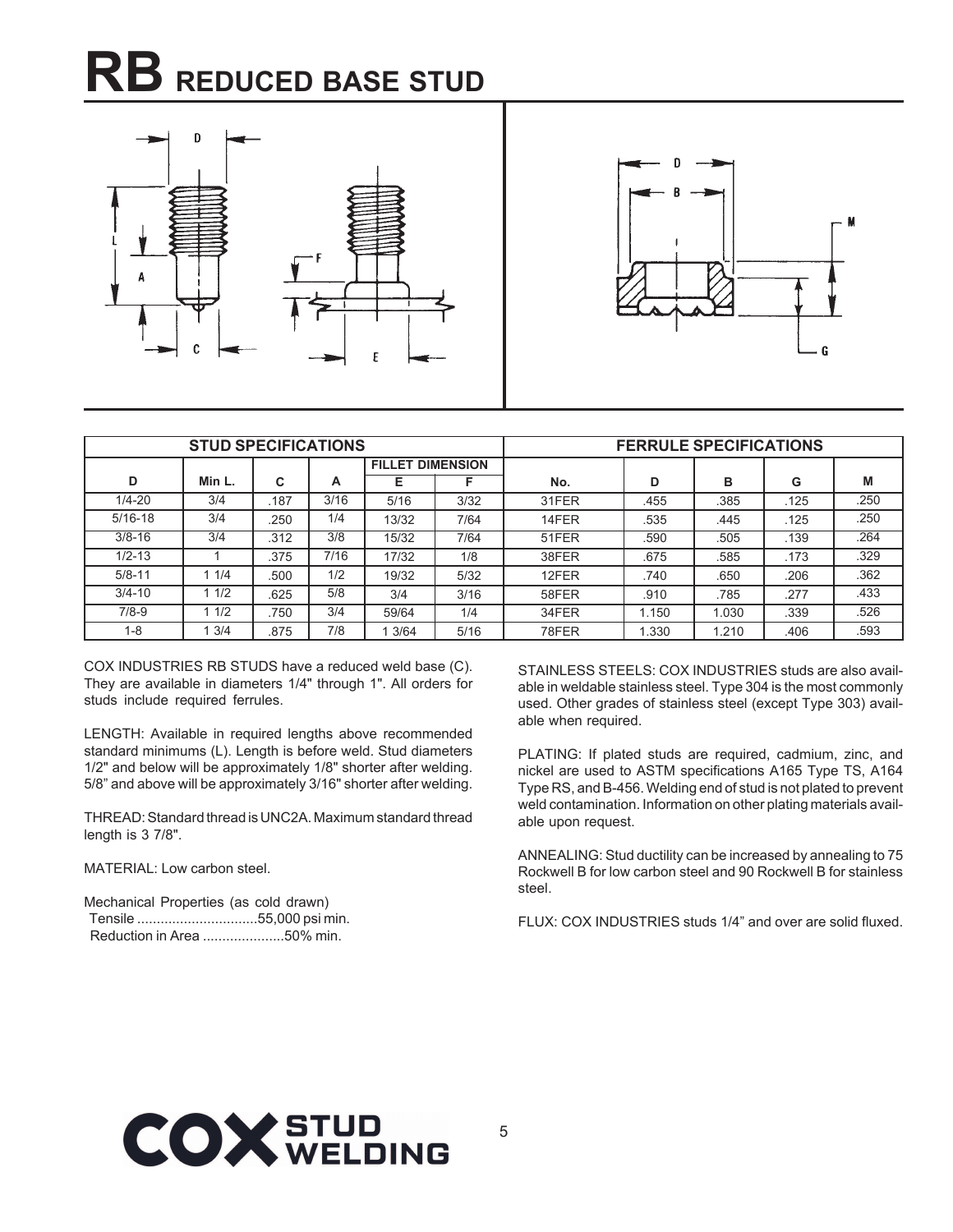# RB REDUCED BASE STUD

| STUD SPECIFICATIONS | | | | | | FERRULE SPECIFICATIONS | | | | |
|---|---|---|---|---|---|---|---|---|---|---|
| | | | | FILLET DIMENSION | | | | | | |
| D | Min L. | C | A | E | F | No. | D | B | G | M |
| 1/4-20 | 3/4 | .187 | 3/16 | 5/16 | 3/32 | 31FER | .455 | .385 | .125 | .250 |
| 5/16-18 | 3/4 | .250 | 1/4 | 13/32 | 7/64 | 14FER | .535 | .445 | .125 | .250 |
| 3/8-16 | 3/4 | .312 | 3/8 | 15/32 | 7/64 | 51FER | .590 | .505 | .139 | .264 |
| 1/2-13 | 1 | .375 | 7/16 | 17/32 | 1/8 | 38FER | .675 | .585 | .173 | .329 |
| 5/8-11 | 1 1/4 | .500 | 1/2 | 19/32 | 5/32 | 12FER | .740 | .650 | .206 | .362 |
| 3/4-10 | 1 1/2 | .625 | 5/8 | 3/4 | 3/16 | 58FER | .910 | .785 | .277 | .433 |
| 7/8-9 | 1 1/2 | .750 | 3/4 | 59/64 | 1/4 | 34FER | 1.150 | 1.030 | .339 | .526 |
| 1-8 | 1 3/4 | .875 | 7/8 | 1 3/64 | 5/16 | 78FER | 1.330 | 1.210 | .406 | .593 |

COX INDUSTRIES RB STUDS have a reduced weld base (C). They are available in diameters 1/4" through 1". All orders for studs include required ferrules.

LENGTH: Available in required lengths above recommended standard minimums (L). Length is before weld. Stud diameters 1/2" and below will be approximately 1/8" shorter after welding. 5/8" and above will be approximately 3/16" shorter after welding.

THREAD: Standard thread is UNC2A. Maximum standard thread length is 3 7/8".

MATERIAL: Low carbon steel.

Mechanical Properties (as cold drawn)
Tensile ...............................55,000 psi min.
Reduction in Area .....................50% min.

STAINLESS STEELS: COX INDUSTRIES studs are also available in weldable stainless steel. Type 304 is the most commonly used. Other grades of stainless steel (except Type 303) available when required.

PLATING: If plated studs are required, cadmium, zinc, and nickel are used to ASTM specifications A165 Type TS, A164 Type RS, and B-456. Welding end of stud is not plated to prevent weld contamination. Information on other plating materials available upon request.

ANNEALING: Stud ductility can be increased by annealing to 75 Rockwell B for low carbon steel and 90 Rockwell B for stainless steel.

FLUX: COX INDUSTRIES studs 1/4" and over are solid fluxed.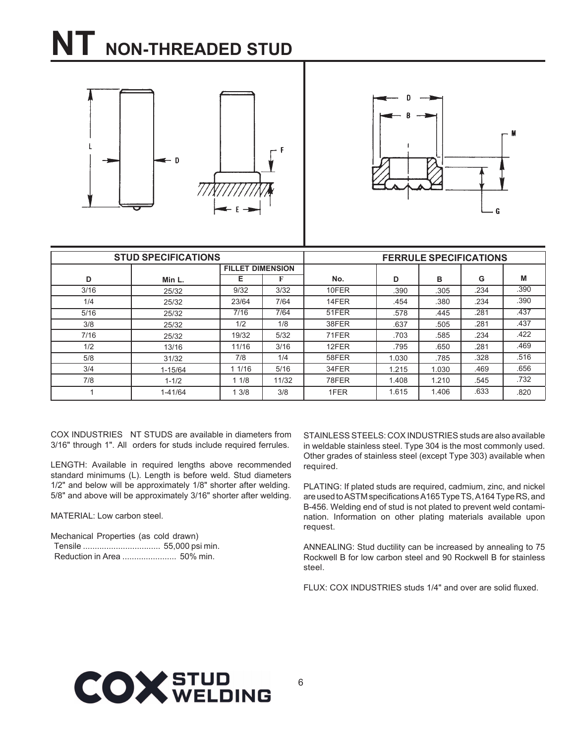# NT NON-THREADED STUD

| STUD SPECIFICATIONS | | | | FERRULE SPECIFICATIONS | | | | |
|---|---|---|---|---|---|---|---|---|
| | | FILLET DIMENSION | | | | | | |
| D | Min L. | E | F | No. | D | B | G | M |
| 3/16 | 25/32 | 9/32 | 3/32 | 10FER | .390 | .305 | .234 | .390 |
| 1/4 | 25/32 | 23/64 | 7/64 | 14FER | .454 | .380 | .234 | .390 |
| 5/16 | 25/32 | 7/16 | 7/64 | 51FER | .578 | .445 | .281 | .437 |
| 3/8 | 25/32 | 1/2 | 1/8 | 38FER | .637 | .505 | .281 | .437 |
| 7/16 | 25/32 | 19/32 | 5/32 | 71FER | .703 | .585 | .234 | .422 |
| 1/2 | 13/16 | 11/16 | 3/16 | 12FER | .795 | .650 | .281 | .469 |
| 5/8 | 31/32 | 7/8 | 1/4 | 58FER | 1.030 | .785 | .328 | .516 |
| 3/4 | 1-15/64 | 1 1/16 | 5/16 | 34FER | 1.215 | 1.030 | .469 | .656 |
| 7/8 | 1-1/2 | 1 1/8 | 11/32 | 78FER | 1.408 | 1.210 | .545 | .732 |
| 1 | 1-41/64 | 1 3/8 | 3/8 | 1FER | 1.615 | 1.406 | .633 | .820 |

COX INDUSTRIES NT STUDS are available in diameters from 3/16" through 1". All orders for studs include required ferrules.

LENGTH: Available in required lengths above recommended standard minimums (L). Length is before weld. Stud diameters 1/2" and below will be approximately 1/8" shorter after welding. 5/8" and above will be approximately 3/16" shorter after welding.

MATERIAL: Low carbon steel.

Mechanical Properties (as cold drawn)
Tensile ................................. 55,000 psi min.
Reduction in Area ....................... 50% min.

STAINLESS STEELS: COX INDUSTRIES studs are also available in weldable stainless steel. Type 304 is the most commonly used. Other grades of stainless steel (except Type 303) available when required.

PLATING: If plated studs are required, cadmium, zinc, and nickel are used to ASTM specifications A165 Type TS, A164 Type RS, and B-456. Welding end of stud is not plated to prevent weld contamination. Information on other plating materials available upon request.

ANNEALING: Stud ductility can be increased by annealing to 75 Rockwell B for low carbon steel and 90 Rockwell B for stainless steel.

FLUX: COX INDUSTRIES studs 1/4" and over are solid fluxed.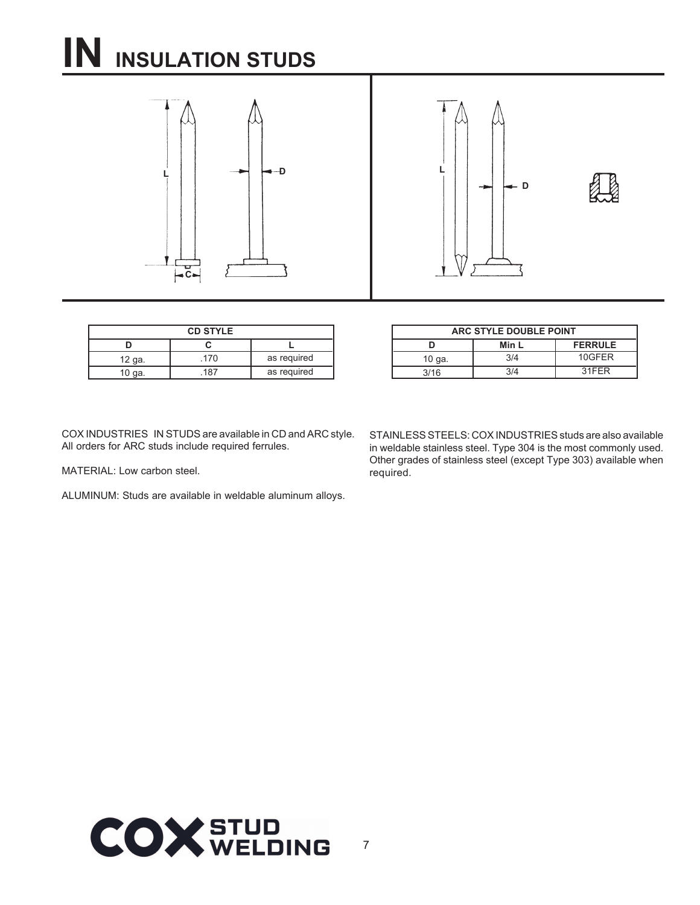# IN INSULATION STUDS

| CD STYLE | | |
|---|---|---|
| D | C | L |
| 12 ga. | .170 | as required |
| 10 ga. | .187 | as required |

| ARC STYLE DOUBLE POINT | | |
|---|---|---|
| D | Min L | FERRULE |
| 10 ga. | 3/4 | 10GFER |
| 3/16 | 3/4 | 31FER |

COX INDUSTRIES IN STUDS are available in CD and ARC style. All orders for ARC studs include required ferrules.

MATERIAL: Low carbon steel.

ALUMINUM: Studs are available in weldable aluminum alloys.

STAINLESS STEELS: COX INDUSTRIES studs are also available in weldable stainless steel. Type 304 is the most commonly used. Other grades of stainless steel (except Type 303) available when required.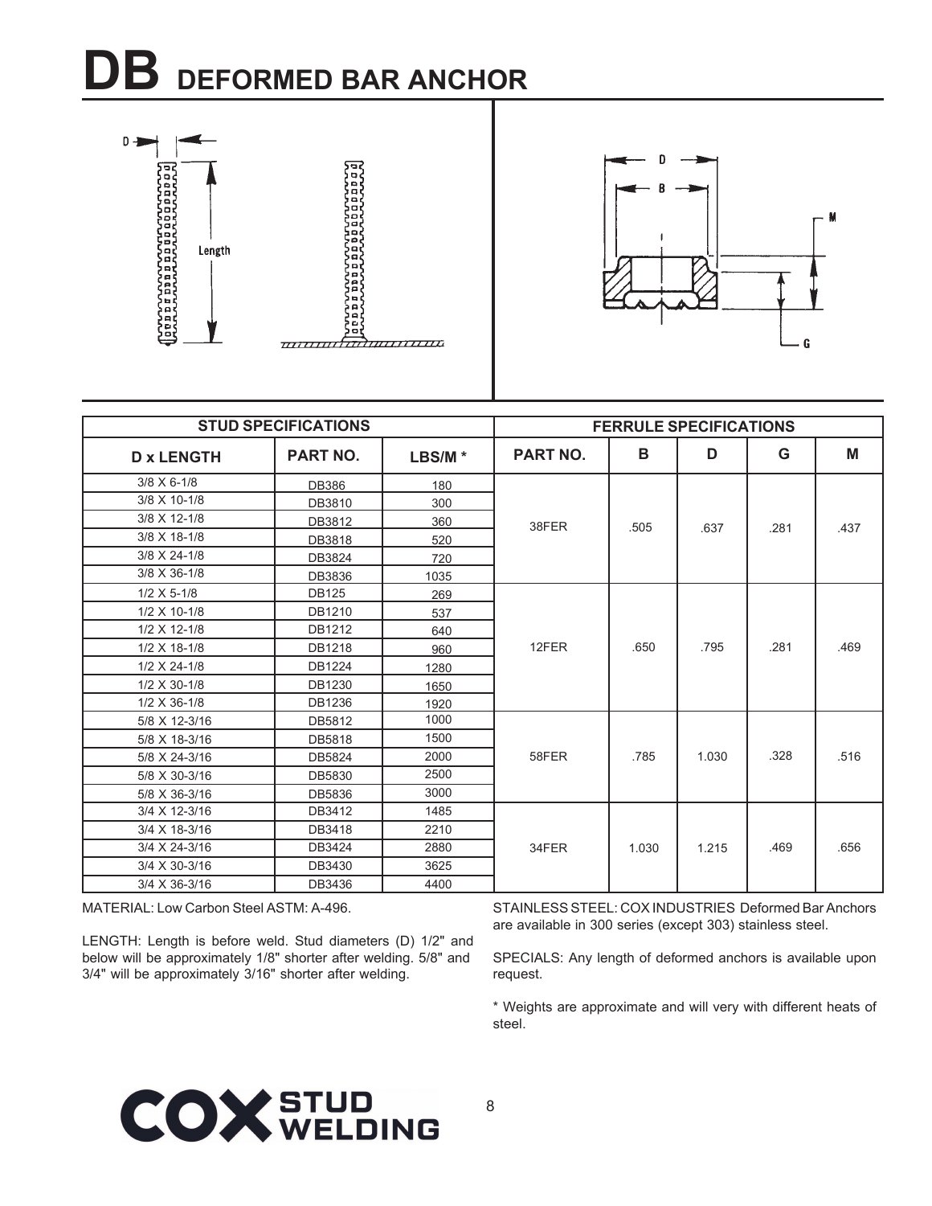# DB DEFORMED BAR ANCHOR

| STUD SPECIFICATIONS | | | FERRULE SPECIFICATIONS | | | | |
|---|---|---|---|---|---|---|---|
| D x LENGTH | PART NO. | LBS/M * | PART NO. | B | D | G | M |
| 3/8 X 6-1/8 | DB386 | 180 | 38FER | .505 | .637 | .281 | .437 |
| 3/8 X 10-1/8 | DB3810 | 300 | | | | | |
| 3/8 X 12-1/8 | DB3812 | 360 | | | | | |
| 3/8 X 18-1/8 | DB3818 | 520 | | | | | |
| 3/8 X 24-1/8 | DB3824 | 720 | | | | | |
| 3/8 X 36-1/8 | DB3836 | 1035 | | | | | |
| 1/2 X 5-1/8 | DB125 | 269 | 12FER | .650 | .795 | .281 | .469 |
| 1/2 X 10-1/8 | DB1210 | 537 | | | | | |
| 1/2 X 12-1/8 | DB1212 | 640 | | | | | |
| 1/2 X 18-1/8 | DB1218 | 960 | | | | | |
| 1/2 X 24-1/8 | DB1224 | 1280 | | | | | |
| 1/2 X 30-1/8 | DB1230 | 1650 | | | | | |
| 1/2 X 36-1/8 | DB1236 | 1920 | | | | | |
| 5/8 X 12-3/16 | DB5812 | 1000 | 58FER | .785 | 1.030 | .328 | .516 |
| 5/8 X 18-3/16 | DB5818 | 1500 | | | | | |
| 5/8 X 24-3/16 | DB5824 | 2000 | | | | | |
| 5/8 X 30-3/16 | DB5830 | 2500 | | | | | |
| 5/8 X 36-3/16 | DB5836 | 3000 | | | | | |
| 3/4 X 12-3/16 | DB3412 | 1485 | 34FER | 1.030 | 1.215 | .469 | .656 |
| 3/4 X 18-3/16 | DB3418 | 2210 | | | | | |
| 3/4 X 24-3/16 | DB3424 | 2880 | | | | | |
| 3/4 X 30-3/16 | DB3430 | 3625 | | | | | |
| 3/4 X 36-3/16 | DB3436 | 4400 | | | | | |

MATERIAL: Low Carbon Steel ASTM: A-496.

LENGTH: Length is before weld. Stud diameters (D) 1/2" and below will be approximately 1/8" shorter after welding. 5/8" and 3/4" will be approximately 3/16" shorter after welding.

STAINLESS STEEL: COX INDUSTRIES Deformed Bar Anchors are available in 300 series (except 303) stainless steel.

SPECIALS: Any length of deformed anchors is available upon request.

* Weights are approximate and will very with different heats of steel.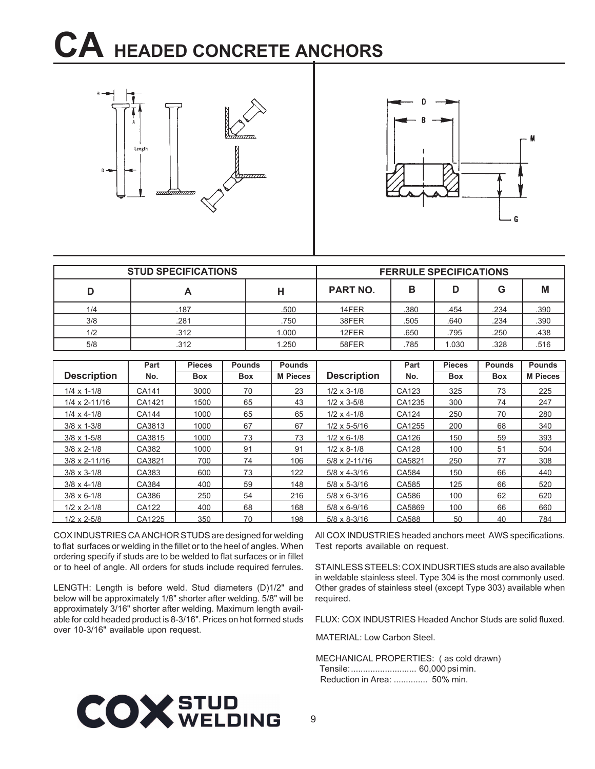# CA HEADED CONCRETE ANCHORS

| STUD SPECIFICATIONS | | | FERRULE SPECIFICATIONS | | | | |
|---|---|---|---|---|---|---|---|
| D | A | H | PART NO. | B | D | G | M |
| 1/4 | .187 | .500 | 14FER | .380 | .454 | .234 | .390 |
| 3/8 | .281 | .750 | 38FER | .505 | .640 | .234 | .390 |
| 1/2 | .312 | 1.000 | 12FER | .650 | .795 | .250 | .438 |
| 5/8 | .312 | 1.250 | 58FER | .785 | 1.030 | .328 | .516 |

| Description | Part No. | Pieces Box | Pounds Box | Pounds M Pieces | Description | Part No. | Pieces Box | Pounds Box | Pounds M Pieces |
|---|---|---|---|---|---|---|---|---|---|
| 1/4 x 1-1/8 | CA141 | 3000 | 70 | 23 | 1/2 x 3-1/8 | CA123 | 325 | 73 | 225 |
| 1/4 x 2-11/16 | CA1421 | 1500 | 65 | 43 | 1/2 x 3-5/8 | CA1235 | 300 | 74 | 247 |
| 1/4 x 4-1/8 | CA144 | 1000 | 65 | 65 | 1/2 x 4-1/8 | CA124 | 250 | 70 | 280 |
| 3/8 x 1-3/8 | CA3813 | 1000 | 67 | 67 | 1/2 x 5-5/16 | CA1255 | 200 | 68 | 340 |
| 3/8 x 1-5/8 | CA3815 | 1000 | 73 | 73 | 1/2 x 6-1/8 | CA126 | 150 | 59 | 393 |
| 3/8 x 2-1/8 | CA382 | 1000 | 91 | 91 | 1/2 x 8-1/8 | CA128 | 100 | 51 | 504 |
| 3/8 x 2-11/16 | CA3821 | 700 | 74 | 106 | 5/8 x 2-11/16 | CA5821 | 250 | 77 | 308 |
| 3/8 x 3-1/8 | CA383 | 600 | 73 | 122 | 5/8 x 4-3/16 | CA584 | 150 | 66 | 440 |
| 3/8 x 4-1/8 | CA384 | 400 | 59 | 148 | 5/8 x 5-3/16 | CA585 | 125 | 66 | 520 |
| 3/8 x 6-1/8 | CA386 | 250 | 54 | 216 | 5/8 x 6-3/16 | CA586 | 100 | 62 | 620 |
| 1/2 x 2-1/8 | CA122 | 400 | 68 | 168 | 5/8 x 6-9/16 | CA5869 | 100 | 66 | 660 |
| 1/2 x 2-5/8 | CA1225 | 350 | 70 | 198 | 5/8 x 8-3/16 | CA588 | 50 | 40 | 784 |

COX INDUSTRIES CA ANCHOR STUDS are designed for welding to flat surfaces or welding in the fillet or to the heel of angles. When ordering specify if studs are to be welded to flat surfaces or in fillet or to heel of angle. All orders for studs include required ferrules.

LENGTH: Length is before weld. Stud diameters (D)1/2" and below will be approximately 1/8" shorter after welding. 5/8" will be approximately 3/16" shorter after welding. Maximum length available for cold headed product is 8-3/16". Prices on hot formed studs over 10-3/16" available upon request.

All COX INDUSTRIES headed anchors meet AWS specifications. Test reports available on request.

STAINLESS STEELS: COX INDUSRTIES studs are also available in weldable stainless steel. Type 304 is the most commonly used. Other grades of stainless steel (except Type 303) available when required.

FLUX: COX INDUSTRIES Headed Anchor Studs are solid fluxed.

MATERIAL: Low Carbon Steel.

MECHANICAL PROPERTIES: ( as cold drawn)
Tensile:........................... 60,000 psi min.
Reduction in Area: .............. 50% min.

COX STUD WELDING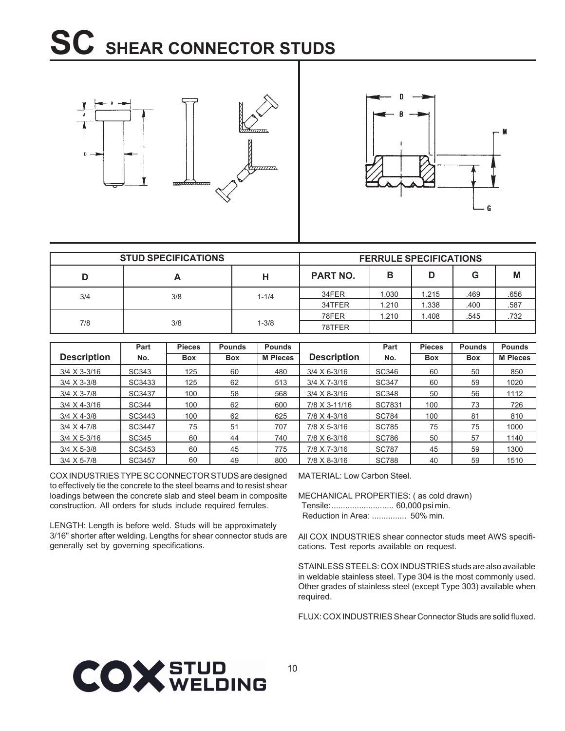# SC SHEAR CONNECTOR STUDS

| STUD SPECIFICATIONS | | | FERRULE SPECIFICATIONS | | | | |
|---|---|---|---|---|---|---|---|
| D | A | H | PART NO. | B | D | G | M |
| 3/4 | 3/8 | 1-1/4 | 34FER | 1.030 | 1.215 | .469 | .656 |
| | | | 34TFER | 1.210 | 1.338 | .400 | .587 |
| 7/8 | 3/8 | 1-3/8 | 78FER | 1.210 | 1.408 | .545 | .732 |
| | | | 78TFER | | | | |

| Description | Part No. | Pieces Box | Pounds Box | Pounds M Pieces | Description | Part No. | Pieces Box | Pounds Box | Pounds M Pieces |
|---|---|---|---|---|---|---|---|---|---|
| 3/4 X 3-3/16 | SC343 | 125 | 60 | 480 | 3/4 X 6-3/16 | SC346 | 60 | 50 | 850 |
| 3/4 X 3-3/8 | SC3433 | 125 | 62 | 513 | 3/4 X 7-3/16 | SC347 | 60 | 59 | 1020 |
| 3/4 X 3-7/8 | SC3437 | 100 | 58 | 568 | 3/4 X 8-3/16 | SC348 | 50 | 56 | 1112 |
| 3/4 X 4-3/16 | SC344 | 100 | 62 | 600 | 7/8 X 3-11/16 | SC7831 | 100 | 73 | 726 |
| 3/4 X 4-3/8 | SC3443 | 100 | 62 | 625 | 7/8 X 4-3/16 | SC784 | 100 | 81 | 810 |
| 3/4 X 4-7/8 | SC3447 | 75 | 51 | 707 | 7/8 X 5-3/16 | SC785 | 75 | 75 | 1000 |
| 3/4 X 5-3/16 | SC345 | 60 | 44 | 740 | 7/8 X 6-3/16 | SC786 | 50 | 57 | 1140 |
| 3/4 X 5-3/8 | SC3453 | 60 | 45 | 775 | 7/8 X 7-3/16 | SC787 | 45 | 59 | 1300 |
| 3/4 X 5-7/8 | SC3457 | 60 | 49 | 800 | 7/8 X 8-3/16 | SC788 | 40 | 59 | 1510 |

COX INDUSTRIES TYPE SC CONNECTOR STUDS are designed to effectively tie the concrete to the steel beams and to resist shear loadings between the concrete slab and steel beam in composite construction. All orders for studs include required ferrules.

LENGTH: Length is before weld. Studs will be approximately 3/16" shorter after welding. Lengths for shear connector studs are generally set by governing specifications.

MATERIAL: Low Carbon Steel.

MECHANICAL PROPERTIES: ( as cold drawn)
Tensile:........................... 60,000 psi min.
Reduction in Area: ............... 50% min.

All COX INDUSTRIES shear connector studs meet AWS specifications. Test reports available on request.

STAINLESS STEELS: COX INDUSTRIES studs are also available in weldable stainless steel. Type 304 is the most commonly used. Other grades of stainless steel (except Type 303) available when required.

FLUX: COX INDUSTRIES Shear Connector Studs are solid fluxed.

COX STUD WELDING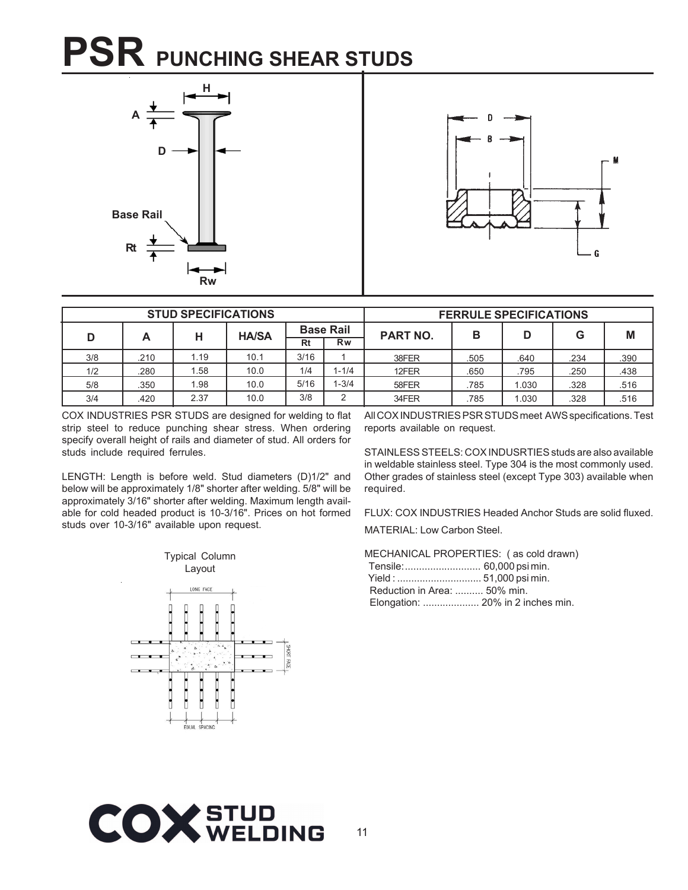# PSR PUNCHING SHEAR STUDS

| STUD SPECIFICATIONS | | | | | | FERRULE SPECIFICATIONS | | | | |
|---|---|---|---|---|---|---|---|---|---|---|
| D | A | H | HA/SA | Base Rail | | PART NO. | B | D | G | M |
| | | | | Rt | Rw | | | | | |
| 3/8 | .210 | 1.19 | 10.1 | 3/16 | 1 | 38FER | .505 | .640 | .234 | .390 |
| 1/2 | .280 | 1.58 | 10.0 | 1/4 | 1-1/4 | 12FER | .650 | .795 | .250 | .438 |
| 5/8 | .350 | 1.98 | 10.0 | 5/16 | 1-3/4 | 58FER | .785 | 1.030 | .328 | .516 |
| 3/4 | .420 | 2.37 | 10.0 | 3/8 | 2 | 34FER | .785 | 1.030 | .328 | .516 |

COX INDUSTRIES PSR STUDS are designed for welding to flat strip steel to reduce punching shear stress. When ordering specify overall height of rails and diameter of stud. All orders for studs include required ferrules.

LENGTH: Length is before weld. Stud diameters (D)1/2" and below will be approximately 1/8" shorter after welding. 5/8" will be approximately 3/16" shorter after welding. Maximum length available for cold headed product is 10-3/16". Prices on hot formed studs over 10-3/16" available upon request.

Typical Column Layout

All COX INDUSTRIES PSR STUDS meet AWS specifications. Test reports available on request.

STAINLESS STEELS: COX INDUSRTIES studs are also available in weldable stainless steel. Type 304 is the most commonly used. Other grades of stainless steel (except Type 303) available when required.

FLUX: COX INDUSTRIES Headed Anchor Studs are solid fluxed.

MATERIAL: Low Carbon Steel.

MECHANICAL PROPERTIES: ( as cold drawn)

- Tensile:........................... 60,000 psi min.
- Yield : .............................. 51,000 psi min.
- Reduction in Area: .......... 50% min.
- Elongation: .................... 20% in 2 inches min.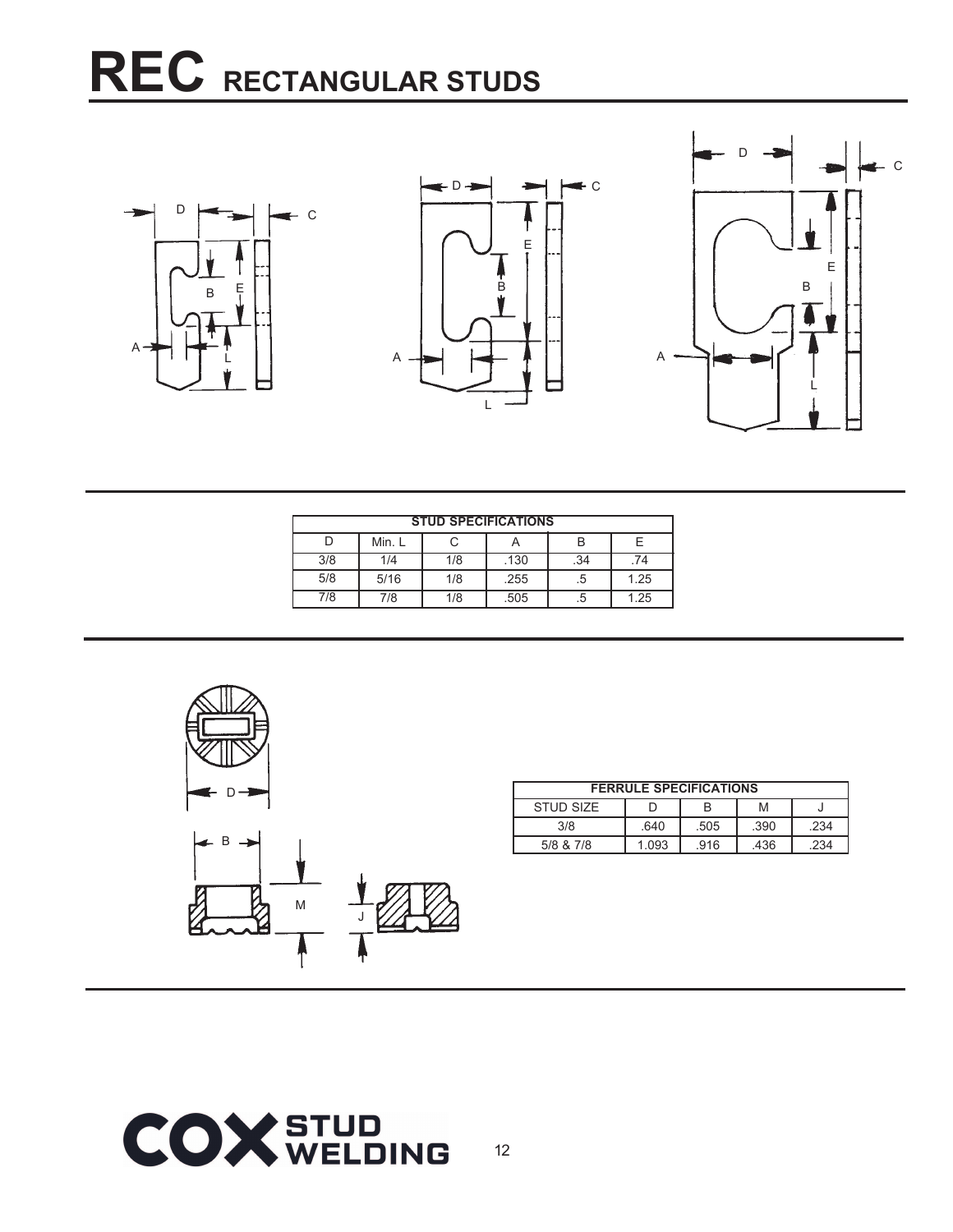# REC RECTANGULAR STUDS

| STUD SPECIFICATIONS | | | | | |
|---|---|---|---|---|---|
| D | Min. L | C | A | B | E |
| 3/8 | 1/4 | 1/8 | .130 | .34 | .74 |
| 5/8 | 5/16 | 1/8 | .255 | .5 | 1.25 |
| 7/8 | 7/8 | 1/8 | .505 | .5 | 1.25 |

| FERRULE SPECIFICATIONS | | | | |
|---|---|---|---|---|
| STUD SIZE | D | B | M | J |
| 3/8 | .640 | .505 | .390 | .234 |
| 5/8 & 7/8 | 1.093 | .916 | .436 | .234 |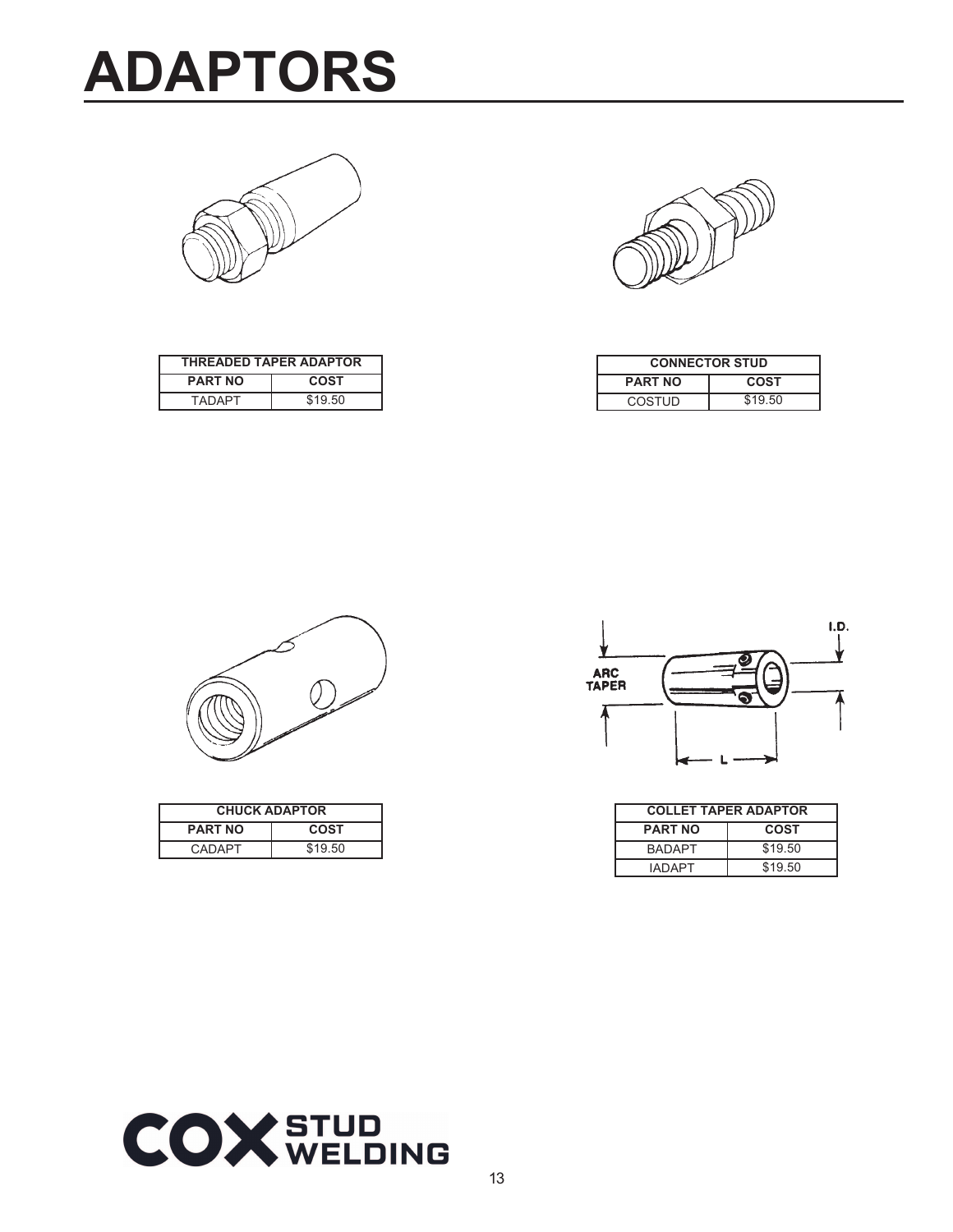# ADAPTORS

| THREADED TAPER ADAPTOR | |
|---|---|
| PART NO | COST |
| TADAPT | $19.50 |

| CONNECTOR STUD | |
|---|---|
| PART NO | COST |
| COSTUD | $19.50 |

| CHUCK ADAPTOR | |
|---|---|
| PART NO | COST |
| CADAPT | $19.50 |

| COLLET TAPER ADAPTOR | |
|---|---|
| PART NO | COST |
| BADAPT | $19.50 |
| IADAPT | $19.50 |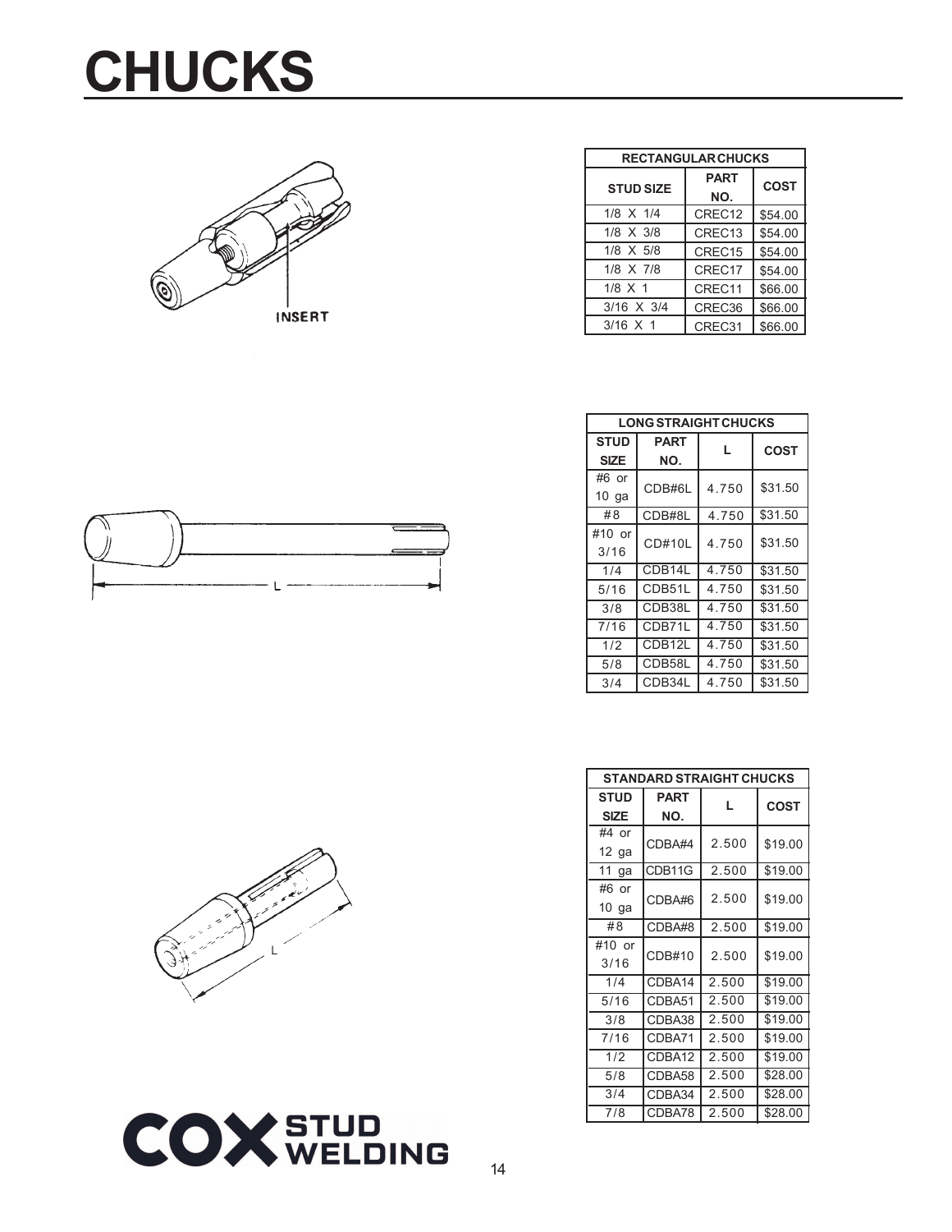# CHUCKS

INSERT

| RECTANGULAR CHUCKS | | |
|---|---|---|
| STUD SIZE | PART NO. | COST |
| 1/8 X 1/4 | CREC12 | $54.00 |
| 1/8 X 3/8 | CREC13 | $54.00 |
| 1/8 X 5/8 | CREC15 | $54.00 |
| 1/8 X 7/8 | CREC17 | $54.00 |
| 1/8 X 1 | CREC11 | $66.00 |
| 3/16 X 3/4 | CREC36 | $66.00 |
| 3/16 X 1 | CREC31 | $66.00 |

L

| LONG STRAIGHT CHUCKS | | | |
|---|---|---|---|
| STUD SIZE | PART NO. | L | COST |
| #6 or 10 ga | CDB#6L | 4.750 | $31.50 |
| #8 | CDB#8L | 4.750 | $31.50 |
| #10 or 3/16 | CD#10L | 4.750 | $31.50 |
| 1/4 | CDB14L | 4.750 | $31.50 |
| 5/16 | CDB51L | 4.750 | $31.50 |
| 3/8 | CDB38L | 4.750 | $31.50 |
| 7/16 | CDB71L | 4.750 | $31.50 |
| 1/2 | CDB12L | 4.750 | $31.50 |
| 5/8 | CDB58L | 4.750 | $31.50 |
| 3/4 | CDB34L | 4.750 | $31.50 |

L

| STANDARD STRAIGHT CHUCKS | | | |
|---|---|---|---|
| STUD SIZE | PART NO. | L | COST |
| #4 or 12 ga | CDBA#4 | 2.500 | $19.00 |
| 11 ga | CDB11G | 2.500 | $19.00 |
| #6 or 10 ga | CDBA#6 | 2.500 | $19.00 |
| #8 | CDBA#8 | 2.500 | $19.00 |
| #10 or 3/16 | CDB#10 | 2.500 | $19.00 |
| 1/4 | CDBA14 | 2.500 | $19.00 |
| 5/16 | CDBA51 | 2.500 | $19.00 |
| 3/8 | CDBA38 | 2.500 | $19.00 |
| 7/16 | CDBA71 | 2.500 | $19.00 |
| 1/2 | CDBA12 | 2.500 | $19.00 |
| 5/8 | CDBA58 | 2.500 | $28.00 |
| 3/4 | CDBA34 | 2.500 | $28.00 |
| 7/8 | CDBA78 | 2.500 | $28.00 |

COX STUD WELDING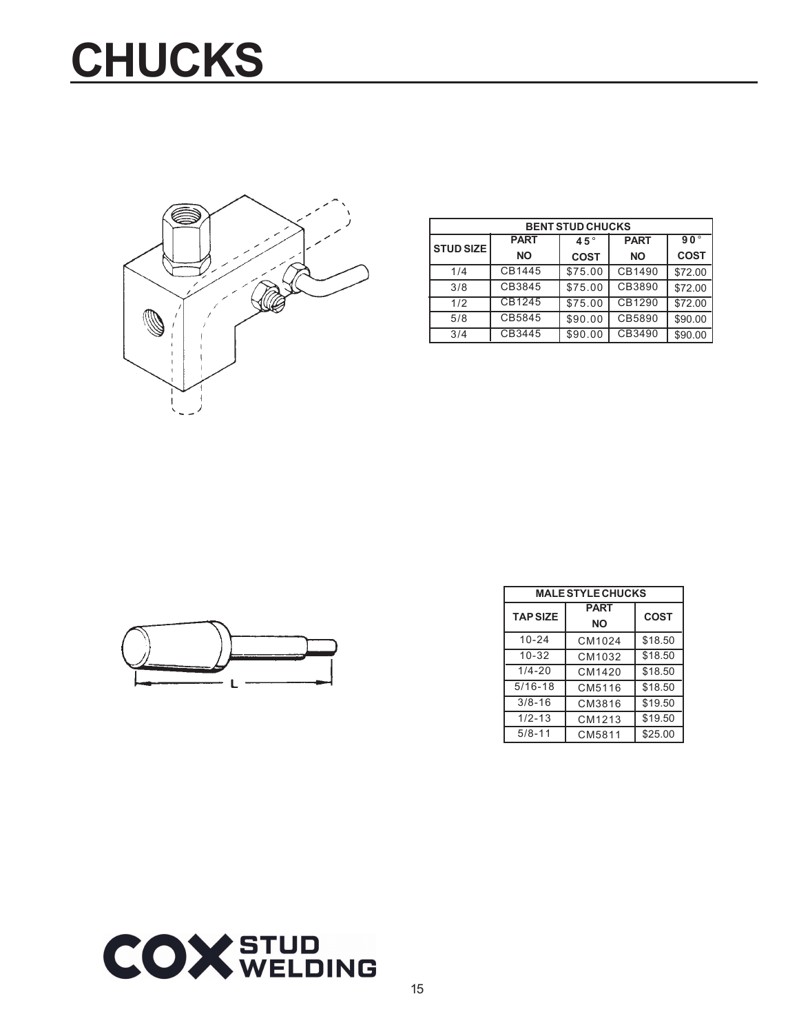# CHUCKS

| BENT STUD CHUCKS | | | | |
|---|---|---|---|---|
| STUD SIZE | PART NO | 45° COST | PART NO | 90° COST |
| 1/4 | CB1445 | $75.00 | CB1490 | $72.00 |
| 3/8 | CB3845 | $75.00 | CB3890 | $72.00 |
| 1/2 | CB1245 | $75.00 | CB1290 | $72.00 |
| 5/8 | CB5845 | $90.00 | CB5890 | $90.00 |
| 3/4 | CB3445 | $90.00 | CB3490 | $90.00 |

L

| MALE STYLE CHUCKS | | |
|---|---|---|
| TAP SIZE | PART NO | COST |
| 10-24 | CM1024 | $18.50 |
| 10-32 | CM1032 | $18.50 |
| 1/4-20 | CM1420 | $18.50 |
| 5/16-18 | CM5116 | $18.50 |
| 3/8-16 | CM3816 | $19.50 |
| 1/2-13 | CM1213 | $19.50 |
| 5/8-11 | CM5811 | $25.00 |

COX STUD WELDING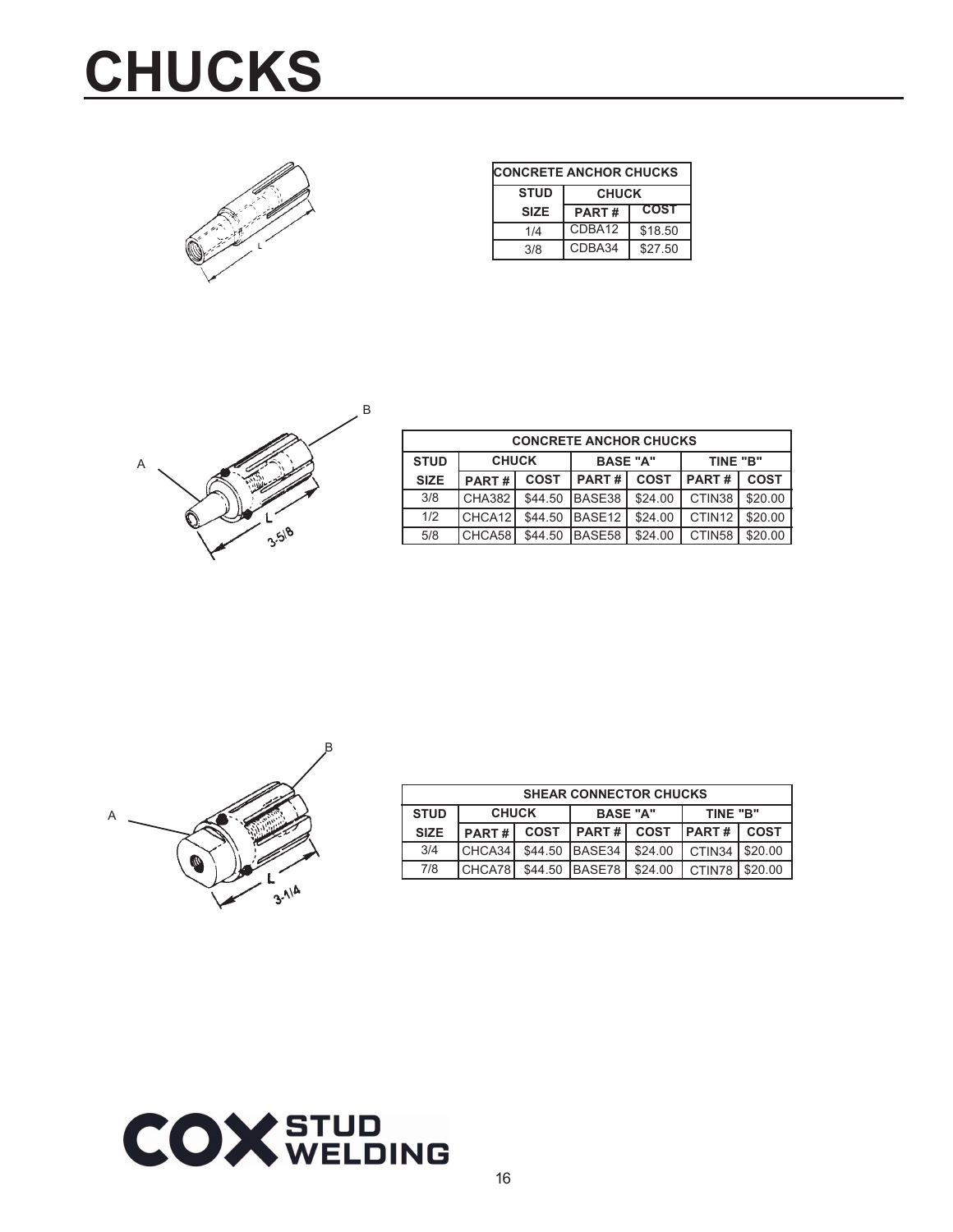# CHUCKS

| CONCRETE ANCHOR CHUCKS | | |
|---|---|---|
| STUD | CHUCK | |
| SIZE | PART # | COST |
| 1/4 | CDBA12 | $18.50 |
| 3/8 | CDBA34 | $27.50 |

| CONCRETE ANCHOR CHUCKS | | | | | | |
|---|---|---|---|---|---|---|
| STUD | CHUCK | | BASE "A" | | TINE "B" | |
| SIZE | PART # | COST | PART # | COST | PART # | COST |
| 3/8 | CHA382 | $44.50 | BASE38 | $24.00 | CTIN38 | $20.00 |
| 1/2 | CHCA12 | $44.50 | BASE12 | $24.00 | CTIN12 | $20.00 |
| 5/8 | CHCA58 | $44.50 | BASE58 | $24.00 | CTIN58 | $20.00 |

| SHEAR CONNECTOR CHUCKS | | | | | | |
|---|---|---|---|---|---|---|
| STUD | CHUCK | | BASE "A" | | TINE "B" | |
| SIZE | PART # | COST | PART # | COST | PART # | COST |
| 3/4 | CHCA34 | $44.50 | BASE34 | $24.00 | CTIN34 | $20.00 |
| 7/8 | CHCA78 | $44.50 | BASE78 | $24.00 | CTIN78 | $20.00 |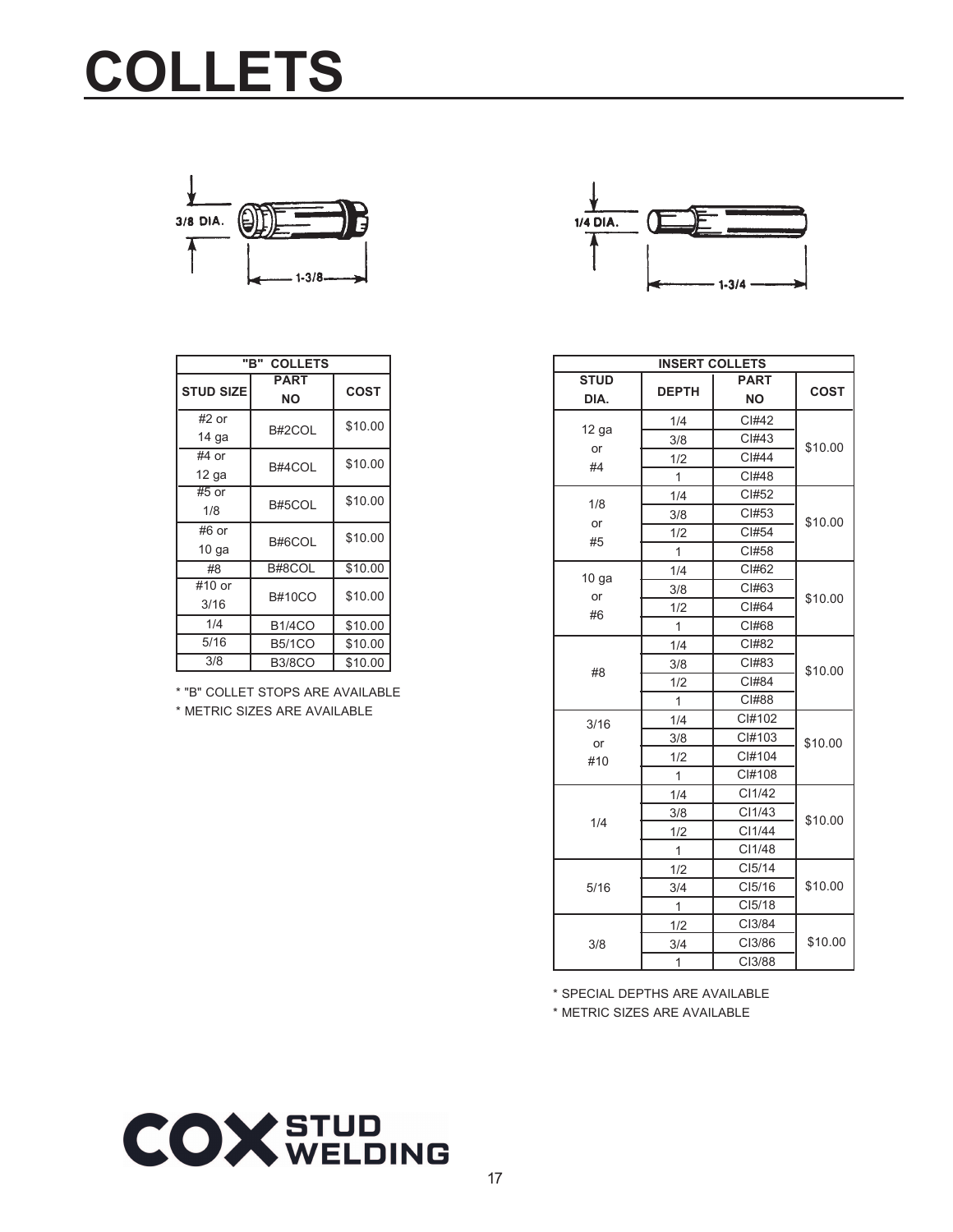# COLLETS

3/8 DIA.

1-3/8

1/4 DIA.

1-3/4

| "B" COLLETS | | |
|---|---|---|
| STUD SIZE | PART NO | COST |
| #2 or 14 ga | B#2COL | $10.00 |
| #4 or 12 ga | B#4COL | $10.00 |
| #5 or 1/8 | B#5COL | $10.00 |
| #6 or 10 ga | B#6COL | $10.00 |
| #8 | B#8COL | $10.00 |
| #10 or 3/16 | B#10CO | $10.00 |
| 1/4 | B1/4CO | $10.00 |
| 5/16 | B5/1CO | $10.00 |
| 3/8 | B3/8CO | $10.00 |

* "B" COLLET STOPS ARE AVAILABLE
* METRIC SIZES ARE AVAILABLE

| INSERT COLLETS | | | |
|---|---|---|---|
| STUD DIA. | DEPTH | PART NO | COST |
| 12 ga or #4 | 1/4 | CI#42 | $10.00 |
| | 3/8 | CI#43 | |
| | 1/2 | CI#44 | |
| | 1 | CI#48 | |
| 1/8 or #5 | 1/4 | CI#52 | $10.00 |
| | 3/8 | CI#53 | |
| | 1/2 | CI#54 | |
| | 1 | CI#58 | |
| 10 ga or #6 | 1/4 | CI#62 | $10.00 |
| | 3/8 | CI#63 | |
| | 1/2 | CI#64 | |
| | 1 | CI#68 | |
| #8 | 1/4 | CI#82 | $10.00 |
| | 3/8 | CI#83 | |
| | 1/2 | CI#84 | |
| | 1 | CI#88 | |
| 3/16 or #10 | 1/4 | CI#102 | $10.00 |
| | 3/8 | CI#103 | |
| | 1/2 | CI#104 | |
| | 1 | CI#108 | |
| 1/4 | 1/4 | CI1/42 | $10.00 |
| | 3/8 | CI1/43 | |
| | 1/2 | CI1/44 | |
| | 1 | CI1/48 | |
| 5/16 | 1/2 | CI5/14 | $10.00 |
| | 3/4 | CI5/16 | |
| | 1 | CI5/18 | |
| 3/8 | 1/2 | CI3/84 | $10.00 |
| | 3/4 | CI3/86 | |
| | 1 | CI3/88 | |

* SPECIAL DEPTHS ARE AVAILABLE
* METRIC SIZES ARE AVAILABLE

COX STUD WELDING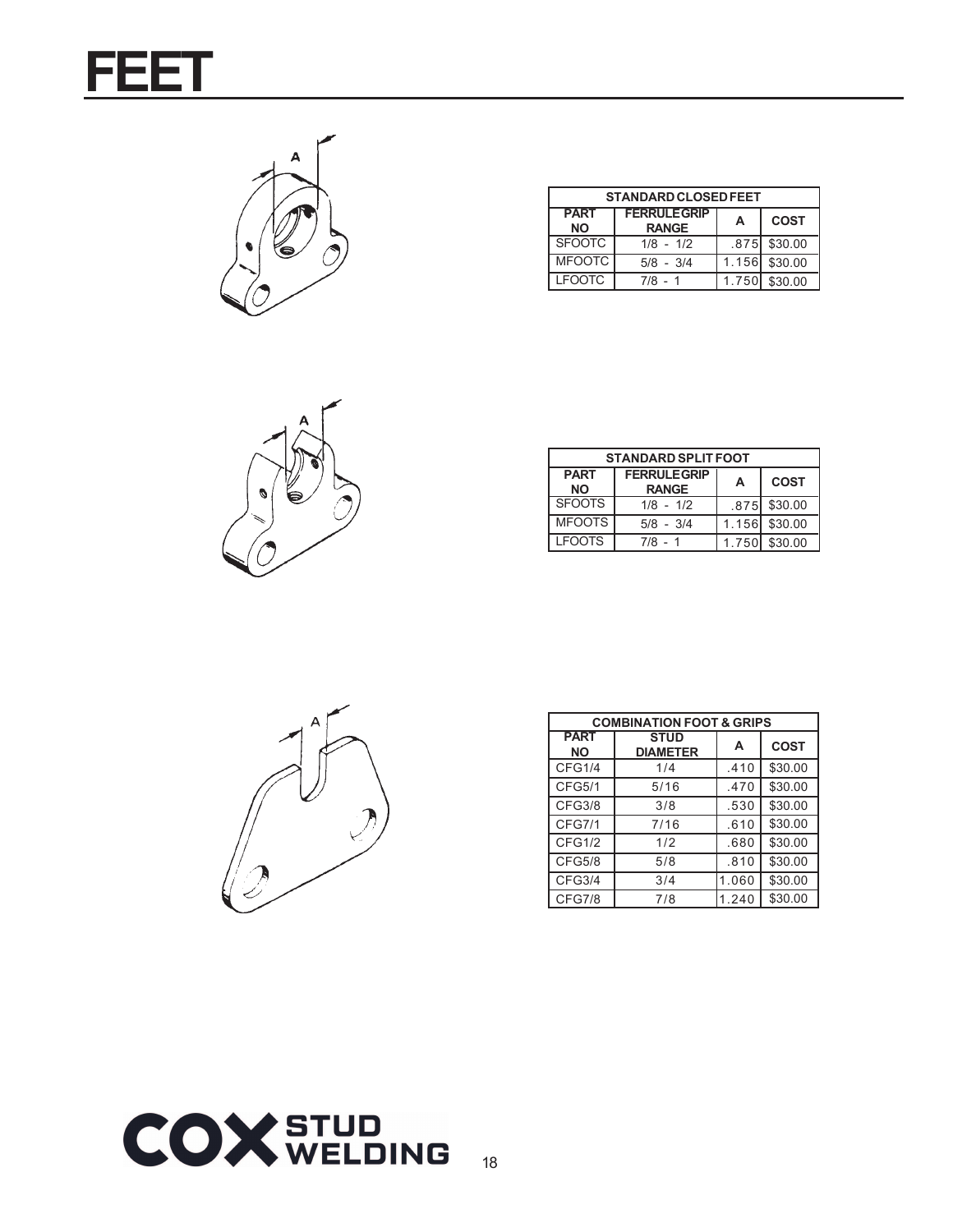# FEET

| STANDARD CLOSED FEET | | | |
|---|---|---|---|
| PART NO | FERRULE GRIP RANGE | A | COST |
| SFOOTC | 1/8 - 1/2 | .875 | $30.00 |
| MFOOTC | 5/8 - 3/4 | 1.156 | $30.00 |
| LFOOTC | 7/8 - 1 | 1.750 | $30.00 |

| STANDARD SPLIT FOOT | | | |
|---|---|---|---|
| PART NO | FERRULE GRIP RANGE | A | COST |
| SFOOTS | 1/8 - 1/2 | .875 | $30.00 |
| MFOOTS | 5/8 - 3/4 | 1.156 | $30.00 |
| LFOOTS | 7/8 - 1 | 1.750 | $30.00 |

| COMBINATION FOOT & GRIPS | | | |
|---|---|---|---|
| PART NO | STUD DIAMETER | A | COST |
| CFG1/4 | 1/4 | .410 | $30.00 |
| CFG5/1 | 5/16 | .470 | $30.00 |
| CFG3/8 | 3/8 | .530 | $30.00 |
| CFG7/1 | 7/16 | .610 | $30.00 |
| CFG1/2 | 1/2 | .680 | $30.00 |
| CFG5/8 | 5/8 | .810 | $30.00 |
| CFG3/4 | 3/4 | 1.060 | $30.00 |
| CFG7/8 | 7/8 | 1.240 | $30.00 |

COX STUD WELDING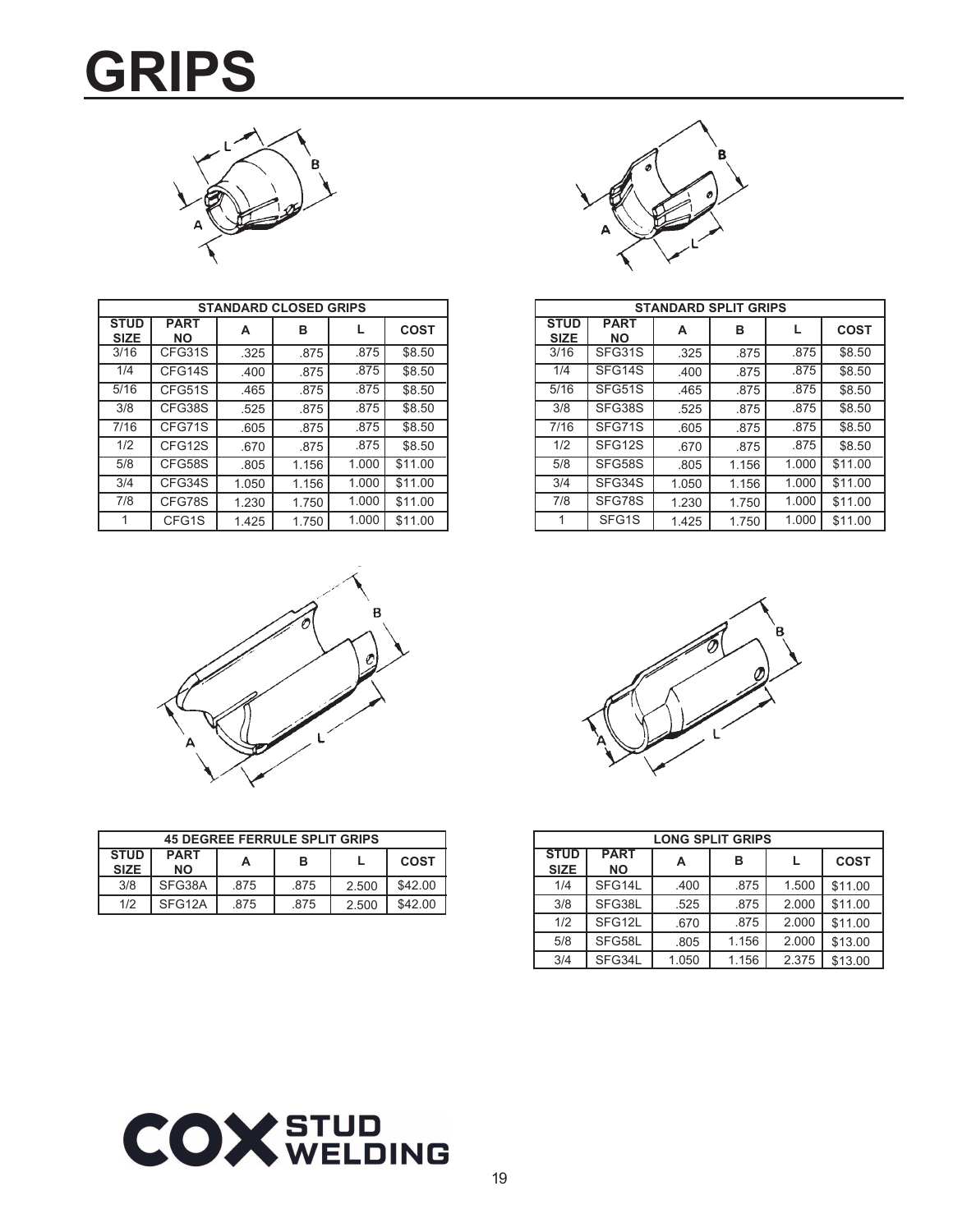# GRIPS

| STANDARD CLOSED GRIPS | | | | | |
|---|---|---|---|---|---|
| STUD SIZE | PART NO | A | B | L | COST |
| 3/16 | CFG31S | .325 | .875 | .875 | $8.50 |
| 1/4 | CFG14S | .400 | .875 | .875 | $8.50 |
| 5/16 | CFG51S | .465 | .875 | .875 | $8.50 |
| 3/8 | CFG38S | .525 | .875 | .875 | $8.50 |
| 7/16 | CFG71S | .605 | .875 | .875 | $8.50 |
| 1/2 | CFG12S | .670 | .875 | .875 | $8.50 |
| 5/8 | CFG58S | .805 | 1.156 | 1.000 | $11.00 |
| 3/4 | CFG34S | 1.050 | 1.156 | 1.000 | $11.00 |
| 7/8 | CFG78S | 1.230 | 1.750 | 1.000 | $11.00 |
| 1 | CFG1S | 1.425 | 1.750 | 1.000 | $11.00 |

| STANDARD SPLIT GRIPS | | | | | |
|---|---|---|---|---|---|
| STUD SIZE | PART NO | A | B | L | COST |
| 3/16 | SFG31S | .325 | .875 | .875 | $8.50 |
| 1/4 | SFG14S | .400 | .875 | .875 | $8.50 |
| 5/16 | SFG51S | .465 | .875 | .875 | $8.50 |
| 3/8 | SFG38S | .525 | .875 | .875 | $8.50 |
| 7/16 | SFG71S | .605 | .875 | .875 | $8.50 |
| 1/2 | SFG12S | .670 | .875 | .875 | $8.50 |
| 5/8 | SFG58S | .805 | 1.156 | 1.000 | $11.00 |
| 3/4 | SFG34S | 1.050 | 1.156 | 1.000 | $11.00 |
| 7/8 | SFG78S | 1.230 | 1.750 | 1.000 | $11.00 |
| 1 | SFG1S | 1.425 | 1.750 | 1.000 | $11.00 |

| 45 DEGREE FERRULE SPLIT GRIPS | | | | | |
|---|---|---|---|---|---|
| STUD SIZE | PART NO | A | B | L | COST |
| 3/8 | SFG38A | .875 | .875 | 2.500 | $42.00 |
| 1/2 | SFG12A | .875 | .875 | 2.500 | $42.00 |

| LONG SPLIT GRIPS | | | | | |
|---|---|---|---|---|---|
| STUD SIZE | PART NO | A | B | L | COST |
| 1/4 | SFG14L | .400 | .875 | 1.500 | $11.00 |
| 3/8 | SFG38L | .525 | .875 | 2.000 | $11.00 |
| 1/2 | SFG12L | .670 | .875 | 2.000 | $11.00 |
| 5/8 | SFG58L | .805 | 1.156 | 2.000 | $13.00 |
| 3/4 | SFG34L | 1.050 | 1.156 | 2.375 | $13.00 |

COX STUD WELDING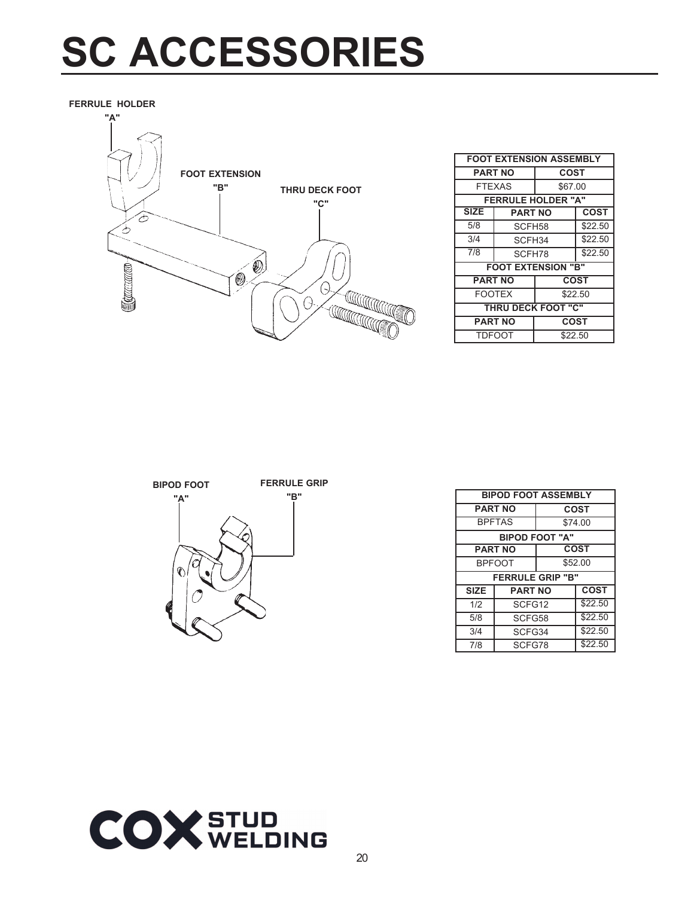# SC ACCESSORIES

FERRULE HOLDER
"A"

FOOT EXTENSION
"B"

THRU DECK FOOT
"C"

| FOOT EXTENSION ASSEMBLY | | |
|---|---|---|
| PART NO | COST | |
| FTEXAS | $67.00 | |
| **FERRULE HOLDER "A"** | | |
| SIZE | PART NO | COST |
| 5/8 | SCFH58 | $22.50 |
| 3/4 | SCFH34 | $22.50 |
| 7/8 | SCFH78 | $22.50 |
| **FOOT EXTENSION "B"** | | |
| PART NO | COST | |
| FOOTEX | $22.50 | |
| **THRU DECK FOOT "C"** | | |
| PART NO | COST | |
| TDFOOT | $22.50 | |

BIPOD FOOT
"A"

FERRULE GRIP
"B"

| BIPOD FOOT ASSEMBLY | | |
|---|---|---|
| PART NO | COST | |
| BPFTAS | $74.00 | |
| **BIPOD FOOT "A"** | | |
| PART NO | COST | |
| BPFOOT | $52.00 | |
| **FERRULE GRIP "B"** | | |
| SIZE | PART NO | COST |
| 1/2 | SCFG12 | $22.50 |
| 5/8 | SCFG58 | $22.50 |
| 3/4 | SCFG34 | $22.50 |
| 7/8 | SCFG78 | $22.50 |

COX STUD WELDING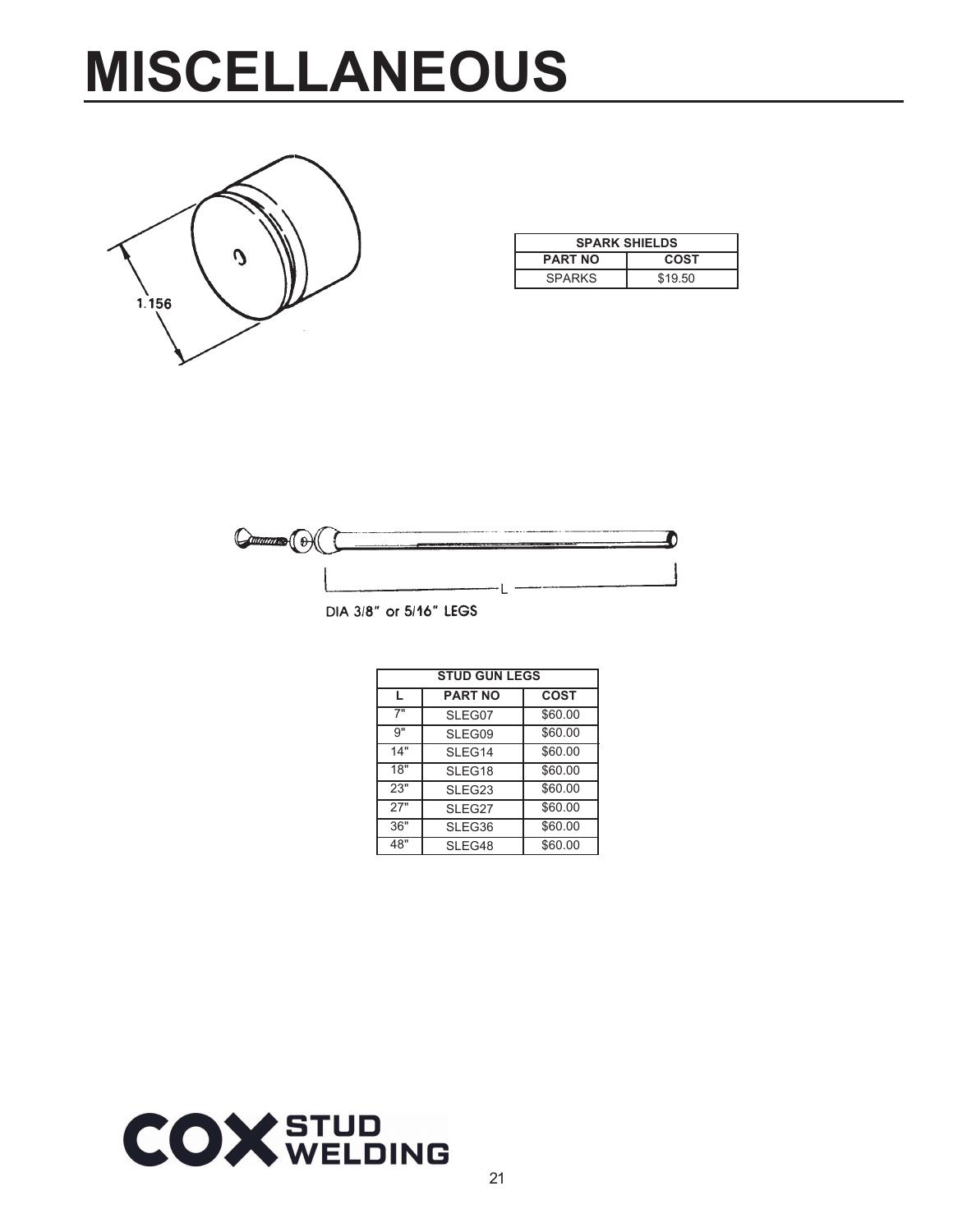# MISCELLANEOUS

1.156

| SPARK SHIELDS | |
|---|---|
| PART NO | COST |
| SPARKS | $19.50 |

L

DIA 3/8" or 5/16" LEGS

| STUD GUN LEGS | | |
|---|---|---|
| L | PART NO | COST |
| 7" | SLEG07 | $60.00 |
| 9" | SLEG09 | $60.00 |
| 14" | SLEG14 | $60.00 |
| 18" | SLEG18 | $60.00 |
| 23" | SLEG23 | $60.00 |
| 27" | SLEG27 | $60.00 |
| 36" | SLEG36 | $60.00 |
| 48" | SLEG48 | $60.00 |

COX STUD WELDING